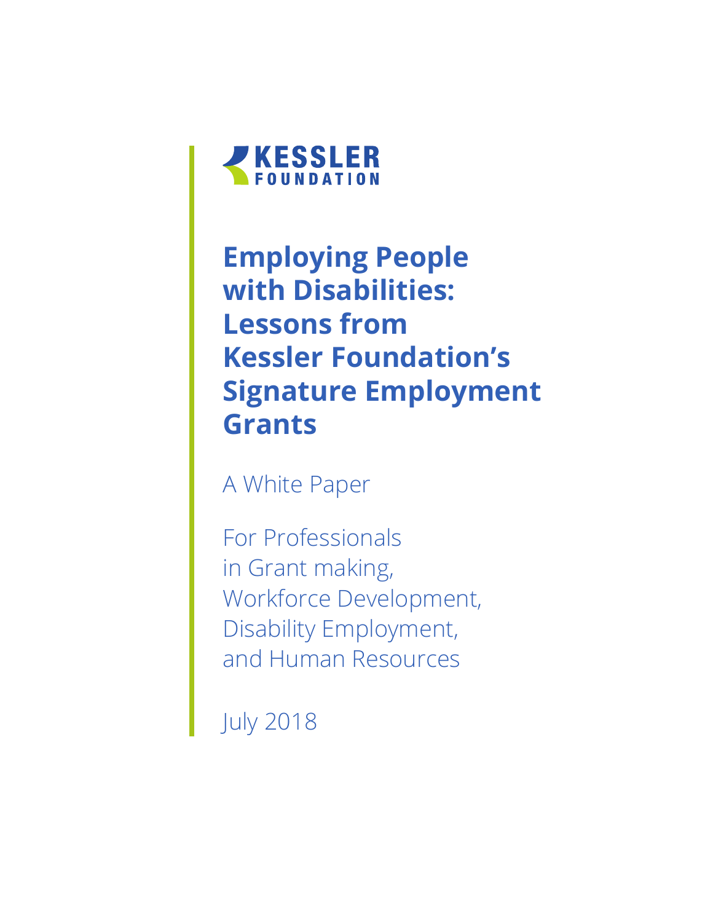KESSLER FOUNDATION

# Employing People with Disabilities: Lessons from Kessler Foundation's Signature Employment Grants

A White Paper

For Professionals
in Grant making,
Workforce Development,
Disability Employment,
and Human Resources

July 2018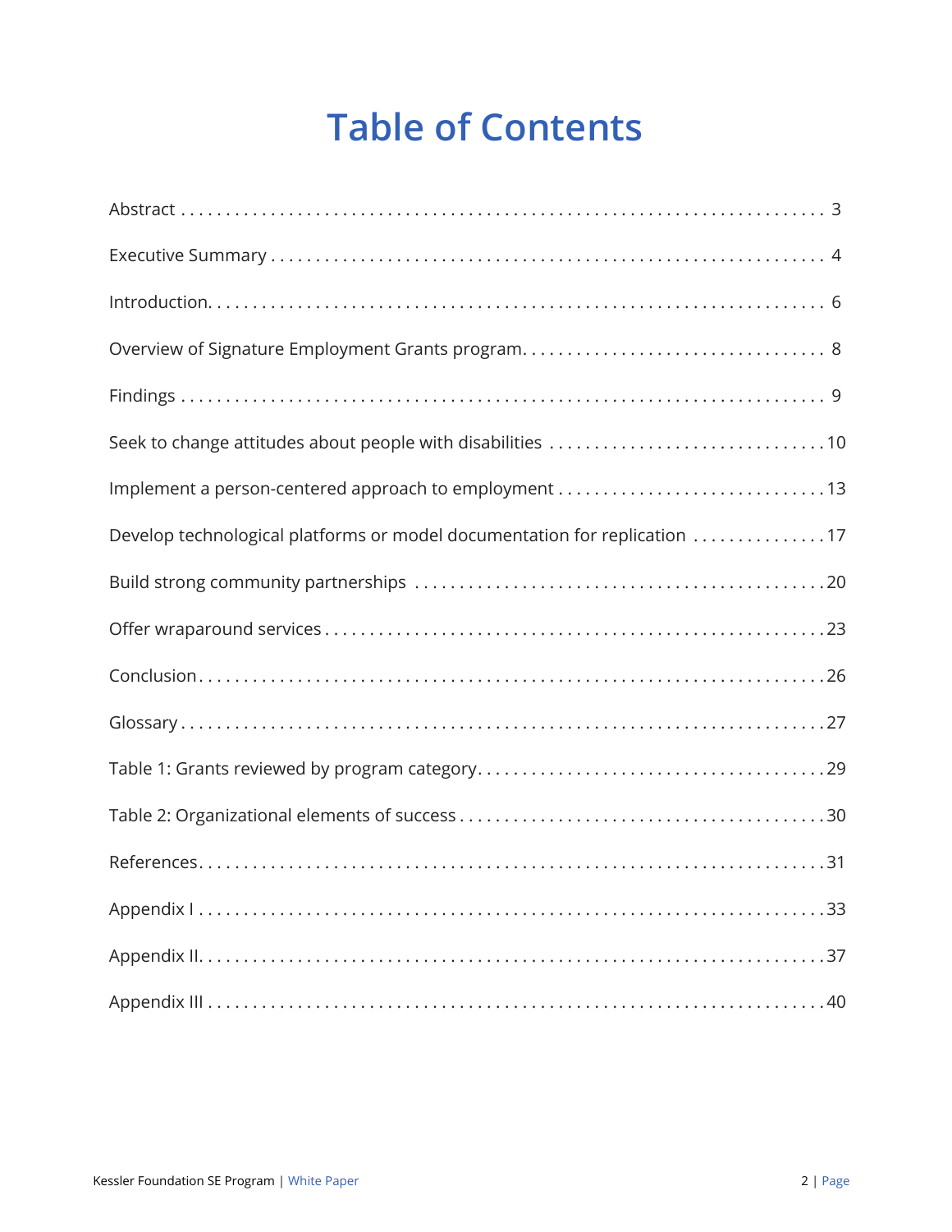# Table of Contents

Abstract . . . . . . . . . . . . . . . . . . . . . . . . . . . . . . . . . . . . . . . . . . . . . . . . . . . . . . . . . . . . . . . . 3

Executive Summary . . . . . . . . . . . . . . . . . . . . . . . . . . . . . . . . . . . . . . . . . . . . . . . . . . . . . . . . . 4

Introduction. . . . . . . . . . . . . . . . . . . . . . . . . . . . . . . . . . . . . . . . . . . . . . . . . . . . . . . . . . . . . . . . 6

Overview of Signature Employment Grants program. . . . . . . . . . . . . . . . . . . . . . . . . . . . . . . . . 8

Findings . . . . . . . . . . . . . . . . . . . . . . . . . . . . . . . . . . . . . . . . . . . . . . . . . . . . . . . . . . . . . . . . . . 9

Seek to change attitudes about people with disabilities . . . . . . . . . . . . . . . . . . . . . . . . . . . . . . .10

Implement a person-centered approach to employment . . . . . . . . . . . . . . . . . . . . . . . . . . . . . .13

Develop technological platforms or model documentation for replication . . . . . . . . . . . . . . .17

Build strong community partnerships . . . . . . . . . . . . . . . . . . . . . . . . . . . . . . . . . . . . . . . . . . . . .20

Offer wraparound services . . . . . . . . . . . . . . . . . . . . . . . . . . . . . . . . . . . . . . . . . . . . . . . . . . . . .23

Conclusion. . . . . . . . . . . . . . . . . . . . . . . . . . . . . . . . . . . . . . . . . . . . . . . . . . . . . . . . . . . . . . . . .26

Glossary . . . . . . . . . . . . . . . . . . . . . . . . . . . . . . . . . . . . . . . . . . . . . . . . . . . . . . . . . . . . . . . . . . .27

Table 1: Grants reviewed by program category. . . . . . . . . . . . . . . . . . . . . . . . . . . . . . . . . . . . . .29

Table 2: Organizational elements of success . . . . . . . . . . . . . . . . . . . . . . . . . . . . . . . . . . . . . . . .30

References. . . . . . . . . . . . . . . . . . . . . . . . . . . . . . . . . . . . . . . . . . . . . . . . . . . . . . . . . . . . . . . . .31

Appendix I . . . . . . . . . . . . . . . . . . . . . . . . . . . . . . . . . . . . . . . . . . . . . . . . . . . . . . . . . . . . . . . . .33

Appendix II. . . . . . . . . . . . . . . . . . . . . . . . . . . . . . . . . . . . . . . . . . . . . . . . . . . . . . . . . . . . . . . . .37

Appendix III . . . . . . . . . . . . . . . . . . . . . . . . . . . . . . . . . . . . . . . . . . . . . . . . . . . . . . . . . . . . . . . .40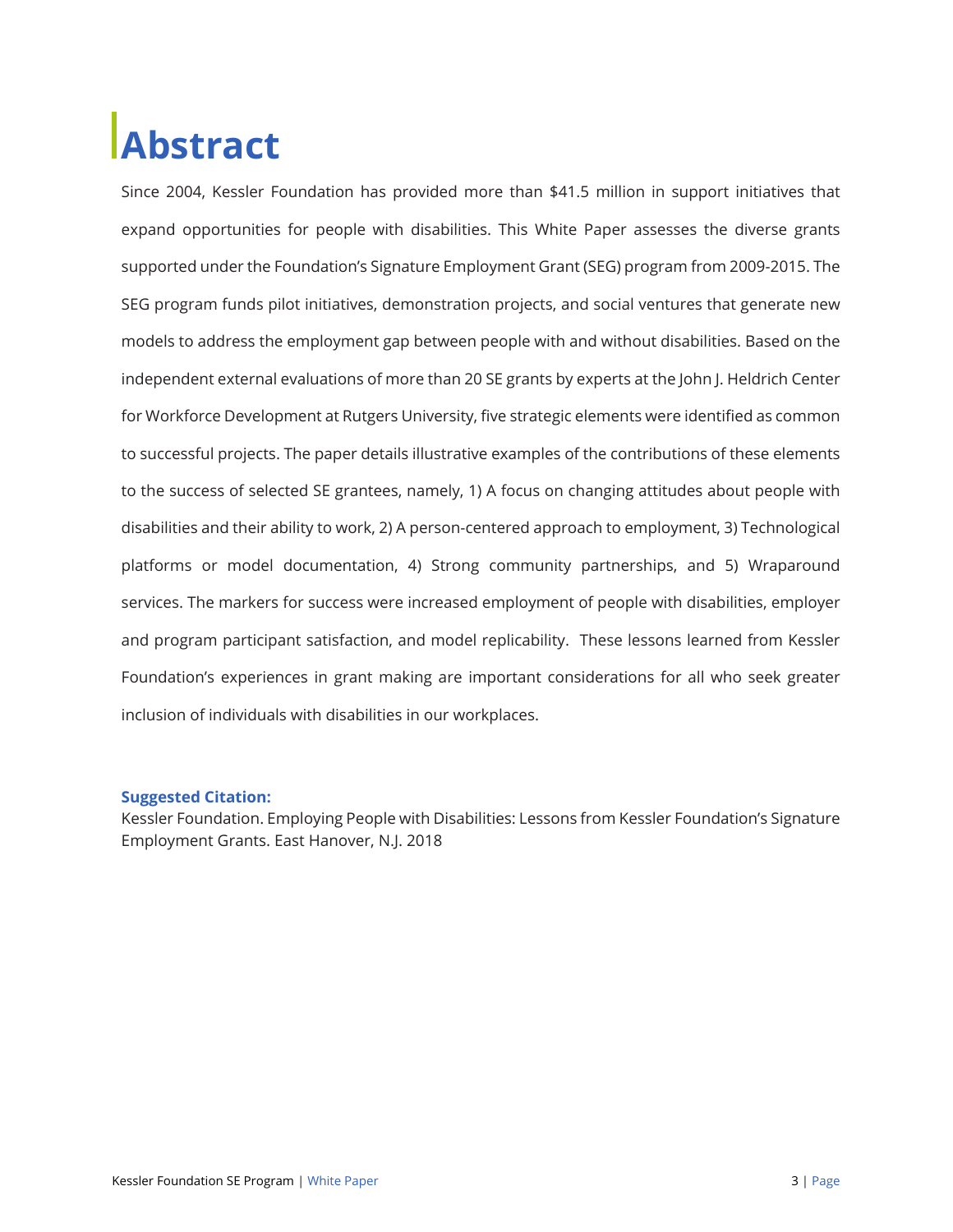# Abstract

Since 2004, Kessler Foundation has provided more than $41.5 million in support initiatives that expand opportunities for people with disabilities. This White Paper assesses the diverse grants supported under the Foundation's Signature Employment Grant (SEG) program from 2009-2015. The SEG program funds pilot initiatives, demonstration projects, and social ventures that generate new models to address the employment gap between people with and without disabilities. Based on the independent external evaluations of more than 20 SE grants by experts at the John J. Heldrich Center for Workforce Development at Rutgers University, five strategic elements were identified as common to successful projects. The paper details illustrative examples of the contributions of these elements to the success of selected SE grantees, namely, 1) A focus on changing attitudes about people with disabilities and their ability to work, 2) A person-centered approach to employment, 3) Technological platforms or model documentation, 4) Strong community partnerships, and 5) Wraparound services. The markers for success were increased employment of people with disabilities, employer and program participant satisfaction, and model replicability. These lessons learned from Kessler Foundation's experiences in grant making are important considerations for all who seek greater inclusion of individuals with disabilities in our workplaces.

**Suggested Citation:**

Kessler Foundation. Employing People with Disabilities: Lessons from Kessler Foundation's Signature Employment Grants. East Hanover, N.J. 2018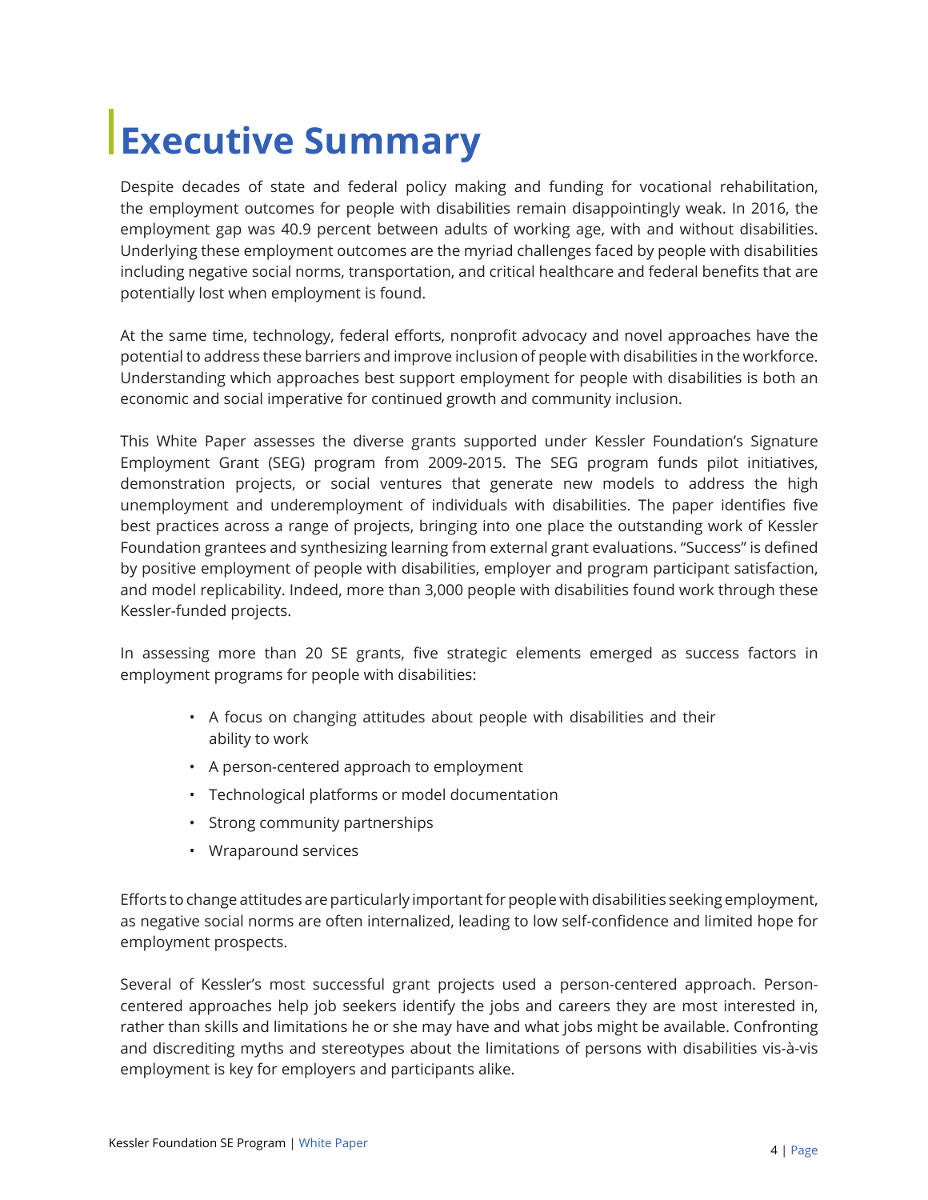# Executive Summary

Despite decades of state and federal policy making and funding for vocational rehabilitation, the employment outcomes for people with disabilities remain disappointingly weak. In 2016, the employment gap was 40.9 percent between adults of working age, with and without disabilities. Underlying these employment outcomes are the myriad challenges faced by people with disabilities including negative social norms, transportation, and critical healthcare and federal benefits that are potentially lost when employment is found.

At the same time, technology, federal efforts, nonprofit advocacy and novel approaches have the potential to address these barriers and improve inclusion of people with disabilities in the workforce. Understanding which approaches best support employment for people with disabilities is both an economic and social imperative for continued growth and community inclusion.

This White Paper assesses the diverse grants supported under Kessler Foundation's Signature Employment Grant (SEG) program from 2009-2015. The SEG program funds pilot initiatives, demonstration projects, or social ventures that generate new models to address the high unemployment and underemployment of individuals with disabilities. The paper identifies five best practices across a range of projects, bringing into one place the outstanding work of Kessler Foundation grantees and synthesizing learning from external grant evaluations. "Success" is defined by positive employment of people with disabilities, employer and program participant satisfaction, and model replicability. Indeed, more than 3,000 people with disabilities found work through these Kessler-funded projects.

In assessing more than 20 SE grants, five strategic elements emerged as success factors in employment programs for people with disabilities:

- A focus on changing attitudes about people with disabilities and their ability to work
- A person-centered approach to employment
- Technological platforms or model documentation
- Strong community partnerships
- Wraparound services

Efforts to change attitudes are particularly important for people with disabilities seeking employment, as negative social norms are often internalized, leading to low self-confidence and limited hope for employment prospects.

Several of Kessler's most successful grant projects used a person-centered approach. Person-centered approaches help job seekers identify the jobs and careers they are most interested in, rather than skills and limitations he or she may have and what jobs might be available. Confronting and discrediting myths and stereotypes about the limitations of persons with disabilities vis-à-vis employment is key for employers and participants alike.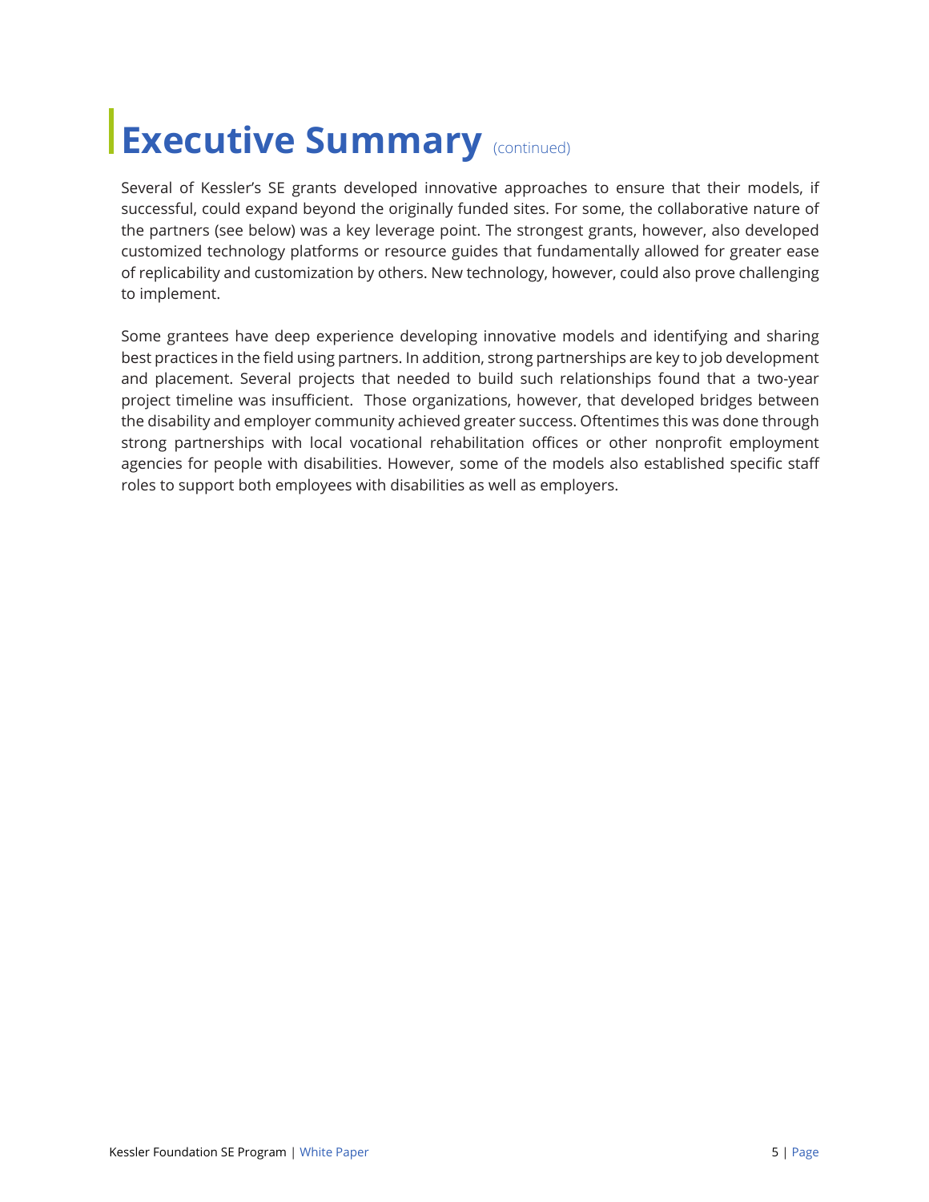# Executive Summary (continued)

Several of Kessler's SE grants developed innovative approaches to ensure that their models, if successful, could expand beyond the originally funded sites. For some, the collaborative nature of the partners (see below) was a key leverage point. The strongest grants, however, also developed customized technology platforms or resource guides that fundamentally allowed for greater ease of replicability and customization by others. New technology, however, could also prove challenging to implement.

Some grantees have deep experience developing innovative models and identifying and sharing best practices in the field using partners. In addition, strong partnerships are key to job development and placement. Several projects that needed to build such relationships found that a two-year project timeline was insufficient. Those organizations, however, that developed bridges between the disability and employer community achieved greater success. Oftentimes this was done through strong partnerships with local vocational rehabilitation offices or other nonprofit employment agencies for people with disabilities. However, some of the models also established specific staff roles to support both employees with disabilities as well as employers.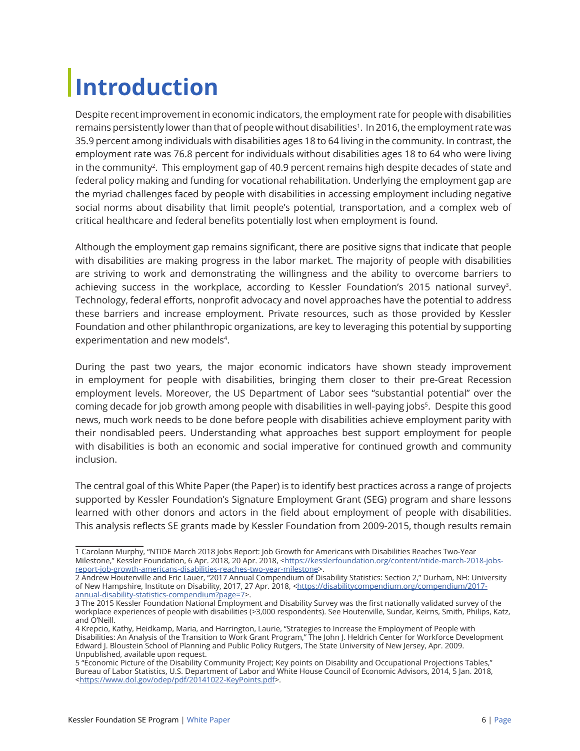# Introduction

Despite recent improvement in economic indicators, the employment rate for people with disabilities remains persistently lower than that of people without disabilities[1]. In 2016, the employment rate was 35.9 percent among individuals with disabilities ages 18 to 64 living in the community. In contrast, the employment rate was 76.8 percent for individuals without disabilities ages 18 to 64 who were living in the community[2]. This employment gap of 40.9 percent remains high despite decades of state and federal policy making and funding for vocational rehabilitation. Underlying the employment gap are the myriad challenges faced by people with disabilities in accessing employment including negative social norms about disability that limit people's potential, transportation, and a complex web of critical healthcare and federal benefits potentially lost when employment is found.

Although the employment gap remains significant, there are positive signs that indicate that people with disabilities are making progress in the labor market. The majority of people with disabilities are striving to work and demonstrating the willingness and the ability to overcome barriers to achieving success in the workplace, according to Kessler Foundation's 2015 national survey[3]. Technology, federal efforts, nonprofit advocacy and novel approaches have the potential to address these barriers and increase employment. Private resources, such as those provided by Kessler Foundation and other philanthropic organizations, are key to leveraging this potential by supporting experimentation and new models[4].

During the past two years, the major economic indicators have shown steady improvement in employment for people with disabilities, bringing them closer to their pre-Great Recession employment levels. Moreover, the US Department of Labor sees "substantial potential" over the coming decade for job growth among people with disabilities in well-paying jobs[5]. Despite this good news, much work needs to be done before people with disabilities achieve employment parity with their nondisabled peers. Understanding what approaches best support employment for people with disabilities is both an economic and social imperative for continued growth and community inclusion.

The central goal of this White Paper (the Paper) is to identify best practices across a range of projects supported by Kessler Foundation's Signature Employment Grant (SEG) program and share lessons learned with other donors and actors in the field about employment of people with disabilities. This analysis reflects SE grants made by Kessler Foundation from 2009-2015, though results remain

---

1 Carolann Murphy, "NTIDE March 2018 Jobs Report: Job Growth for Americans with Disabilities Reaches Two-Year Milestone," Kessler Foundation, 6 Apr. 2018, 20 Apr. 2018, <https://kesslerfoundation.org/content/ntide-march-2018-jobs-report-job-growth-americans-disabilities-reaches-two-year-milestone>.

2 Andrew Houtenville and Eric Lauer, "2017 Annual Compendium of Disability Statistics: Section 2," Durham, NH: University of New Hampshire, Institute on Disability, 2017, 27 Apr. 2018, <https://disabilitycompendium.org/compendium/2017-annual-disability-statistics-compendium?page=7>.

3 The 2015 Kessler Foundation National Employment and Disability Survey was the first nationally validated survey of the workplace experiences of people with disabilities (>3,000 respondents). See Houtenville, Sundar, Keirns, Smith, Philips, Katz, and O'Neill.

4 Krepcio, Kathy, Heidkamp, Maria, and Harrington, Laurie, "Strategies to Increase the Employment of People with Disabilities: An Analysis of the Transition to Work Grant Program," The John J. Heldrich Center for Workforce Development Edward J. Bloustein School of Planning and Public Policy Rutgers, The State University of New Jersey, Apr. 2009. Unpublished, available upon request.

5 "Economic Picture of the Disability Community Project; Key points on Disability and Occupational Projections Tables," Bureau of Labor Statistics, U.S. Department of Labor and White House Council of Economic Advisors, 2014, 5 Jan. 2018, <https://www.dol.gov/odep/pdf/20141022-KeyPoints.pdf>.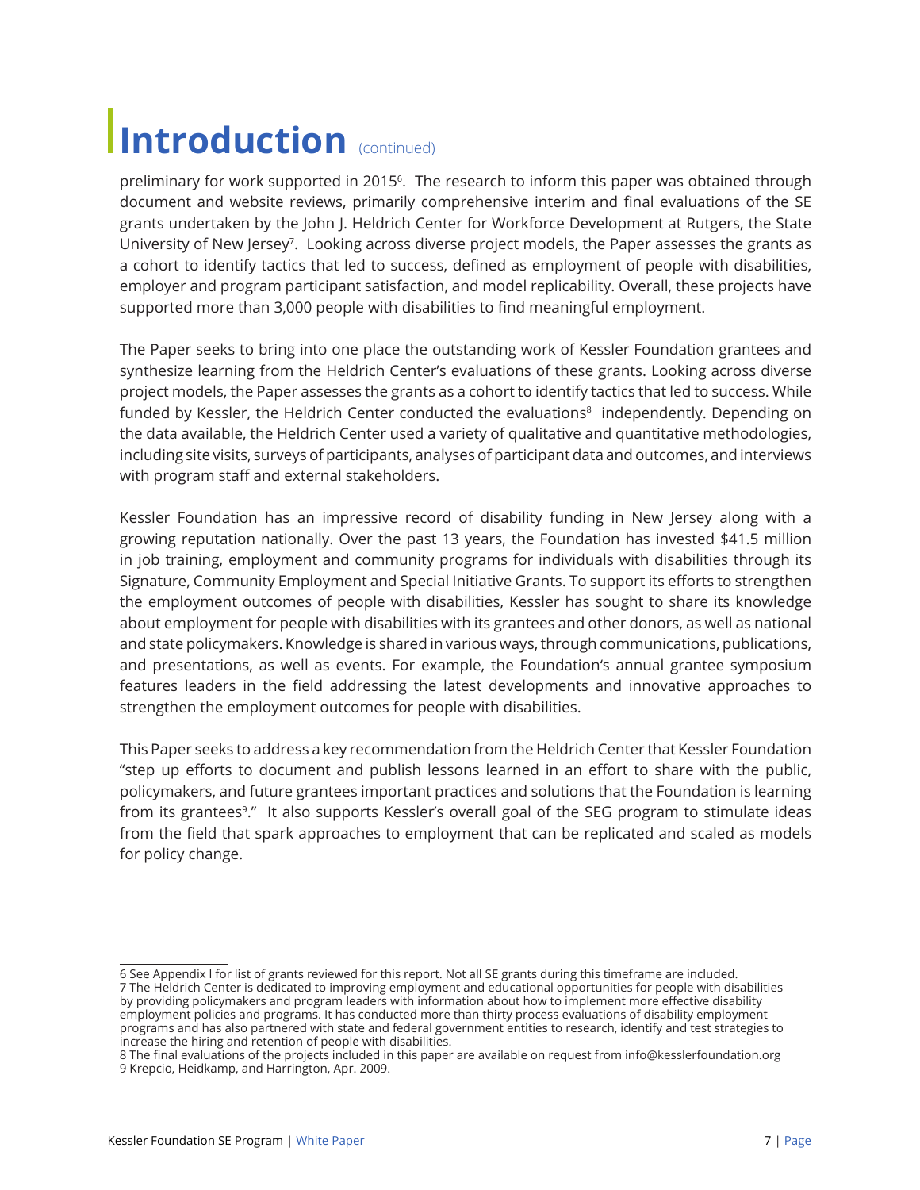# Introduction (continued)

preliminary for work supported in 2015[6]. The research to inform this paper was obtained through document and website reviews, primarily comprehensive interim and final evaluations of the SE grants undertaken by the John J. Heldrich Center for Workforce Development at Rutgers, the State University of New Jersey[7]. Looking across diverse project models, the Paper assesses the grants as a cohort to identify tactics that led to success, defined as employment of people with disabilities, employer and program participant satisfaction, and model replicability. Overall, these projects have supported more than 3,000 people with disabilities to find meaningful employment.

The Paper seeks to bring into one place the outstanding work of Kessler Foundation grantees and synthesize learning from the Heldrich Center's evaluations of these grants. Looking across diverse project models, the Paper assesses the grants as a cohort to identify tactics that led to success. While funded by Kessler, the Heldrich Center conducted the evaluations[8] independently. Depending on the data available, the Heldrich Center used a variety of qualitative and quantitative methodologies, including site visits, surveys of participants, analyses of participant data and outcomes, and interviews with program staff and external stakeholders.

Kessler Foundation has an impressive record of disability funding in New Jersey along with a growing reputation nationally. Over the past 13 years, the Foundation has invested $41.5 million in job training, employment and community programs for individuals with disabilities through its Signature, Community Employment and Special Initiative Grants. To support its efforts to strengthen the employment outcomes of people with disabilities, Kessler has sought to share its knowledge about employment for people with disabilities with its grantees and other donors, as well as national and state policymakers. Knowledge is shared in various ways, through communications, publications, and presentations, as well as events. For example, the Foundation's annual grantee symposium features leaders in the field addressing the latest developments and innovative approaches to strengthen the employment outcomes for people with disabilities.

This Paper seeks to address a key recommendation from the Heldrich Center that Kessler Foundation "step up efforts to document and publish lessons learned in an effort to share with the public, policymakers, and future grantees important practices and solutions that the Foundation is learning from its grantees[9]." It also supports Kessler's overall goal of the SEG program to stimulate ideas from the field that spark approaches to employment that can be replicated and scaled as models for policy change.

---

6 See Appendix I for list of grants reviewed for this report. Not all SE grants during this timeframe are included.
7 The Heldrich Center is dedicated to improving employment and educational opportunities for people with disabilities by providing policymakers and program leaders with information about how to implement more effective disability employment policies and programs. It has conducted more than thirty process evaluations of disability employment programs and has also partnered with state and federal government entities to research, identify and test strategies to increase the hiring and retention of people with disabilities.
8 The final evaluations of the projects included in this paper are available on request from info@kesslerfoundation.org
9 Krepcio, Heidkamp, and Harrington, Apr. 2009.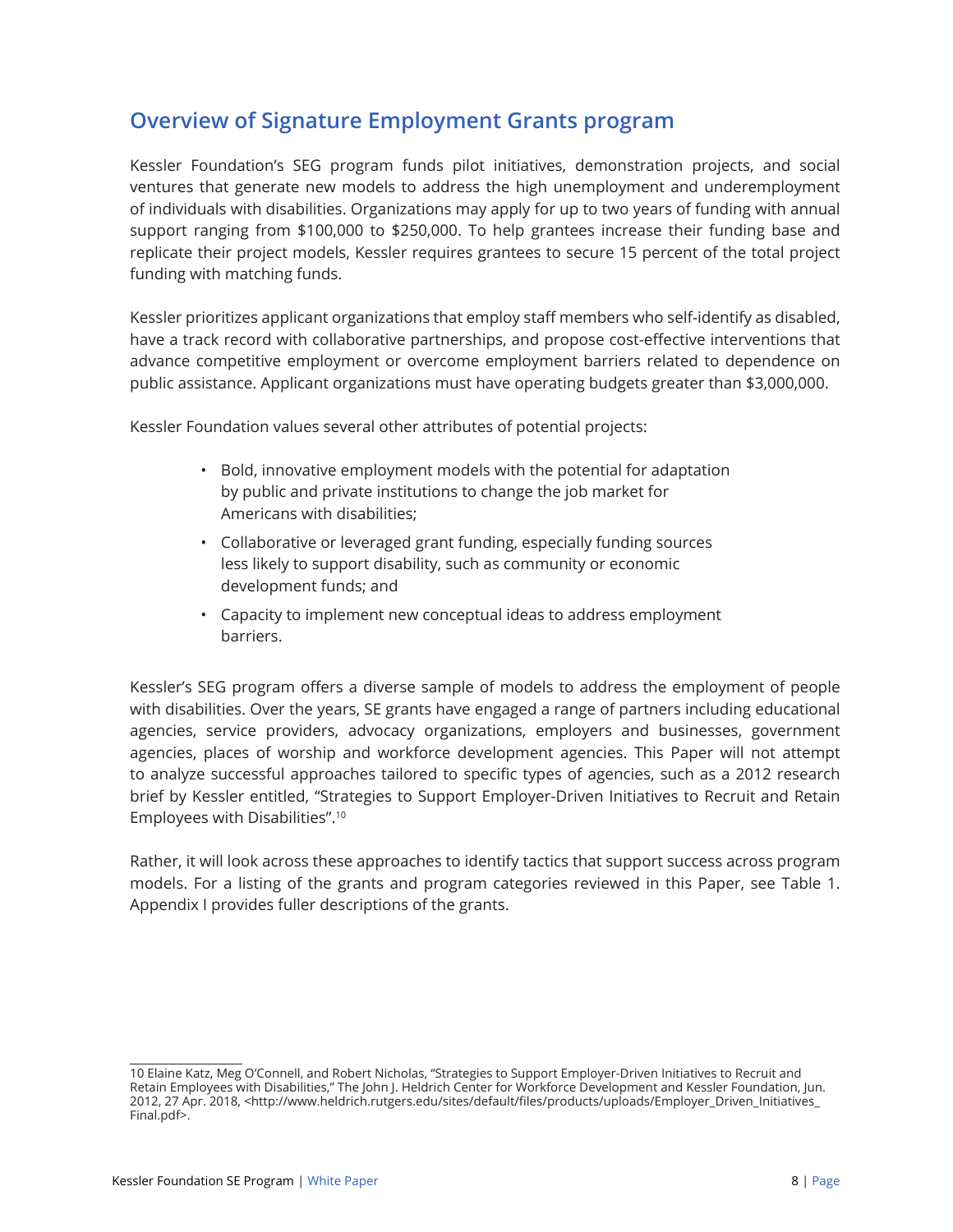## Overview of Signature Employment Grants program

Kessler Foundation's SEG program funds pilot initiatives, demonstration projects, and social ventures that generate new models to address the high unemployment and underemployment of individuals with disabilities. Organizations may apply for up to two years of funding with annual support ranging from $100,000 to $250,000. To help grantees increase their funding base and replicate their project models, Kessler requires grantees to secure 15 percent of the total project funding with matching funds.

Kessler prioritizes applicant organizations that employ staff members who self-identify as disabled, have a track record with collaborative partnerships, and propose cost-effective interventions that advance competitive employment or overcome employment barriers related to dependence on public assistance. Applicant organizations must have operating budgets greater than $3,000,000.

Kessler Foundation values several other attributes of potential projects:

- Bold, innovative employment models with the potential for adaptation by public and private institutions to change the job market for Americans with disabilities;
- Collaborative or leveraged grant funding, especially funding sources less likely to support disability, such as community or economic development funds; and
- Capacity to implement new conceptual ideas to address employment barriers.

Kessler's SEG program offers a diverse sample of models to address the employment of people with disabilities. Over the years, SE grants have engaged a range of partners including educational agencies, service providers, advocacy organizations, employers and businesses, government agencies, places of worship and workforce development agencies. This Paper will not attempt to analyze successful approaches tailored to specific types of agencies, such as a 2012 research brief by Kessler entitled, "Strategies to Support Employer-Driven Initiatives to Recruit and Retain Employees with Disabilities".[10]

Rather, it will look across these approaches to identify tactics that support success across program models. For a listing of the grants and program categories reviewed in this Paper, see Table 1. Appendix I provides fuller descriptions of the grants.

---

10 Elaine Katz, Meg O'Connell, and Robert Nicholas, "Strategies to Support Employer-Driven Initiatives to Recruit and Retain Employees with Disabilities," The John J. Heldrich Center for Workforce Development and Kessler Foundation, Jun. 2012, 27 Apr. 2018, <http://www.heldrich.rutgers.edu/sites/default/files/products/uploads/Employer_Driven_Initiatives_Final.pdf>.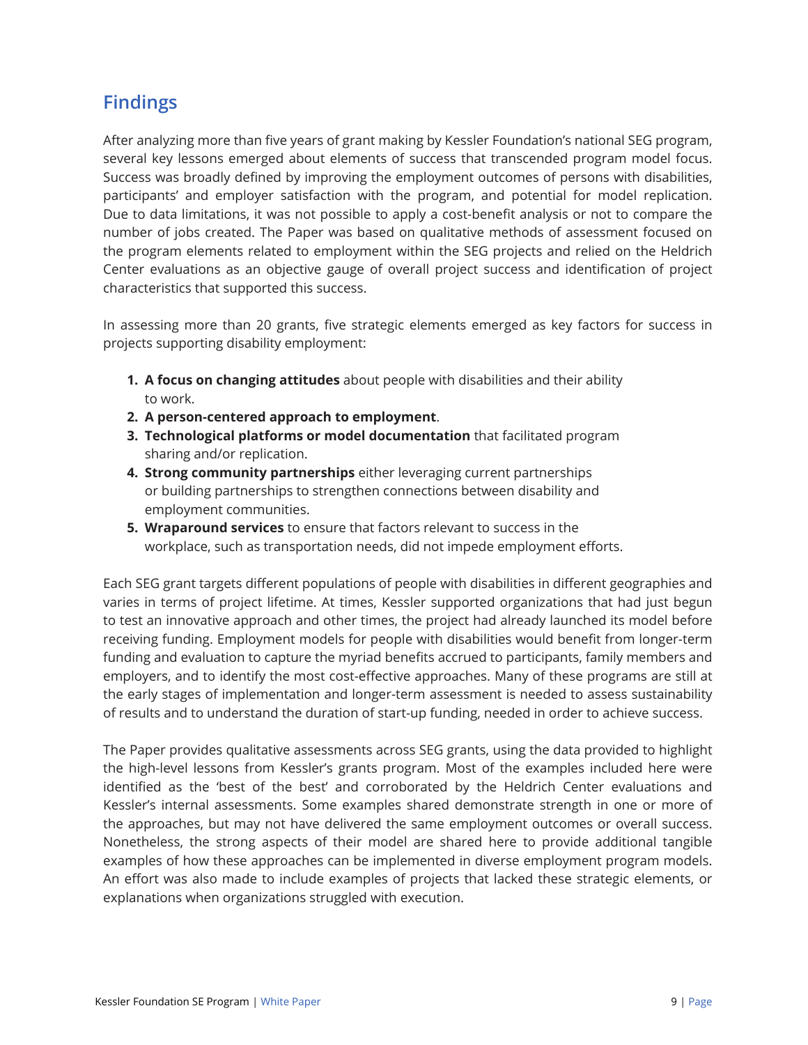## Findings

After analyzing more than five years of grant making by Kessler Foundation's national SEG program, several key lessons emerged about elements of success that transcended program model focus. Success was broadly defined by improving the employment outcomes of persons with disabilities, participants' and employer satisfaction with the program, and potential for model replication. Due to data limitations, it was not possible to apply a cost-benefit analysis or not to compare the number of jobs created. The Paper was based on qualitative methods of assessment focused on the program elements related to employment within the SEG projects and relied on the Heldrich Center evaluations as an objective gauge of overall project success and identification of project characteristics that supported this success.

In assessing more than 20 grants, five strategic elements emerged as key factors for success in projects supporting disability employment:

1. **A focus on changing attitudes** about people with disabilities and their ability to work.
2. **A person-centered approach to employment**.
3. **Technological platforms or model documentation** that facilitated program sharing and/or replication.
4. **Strong community partnerships** either leveraging current partnerships or building partnerships to strengthen connections between disability and employment communities.
5. **Wraparound services** to ensure that factors relevant to success in the workplace, such as transportation needs, did not impede employment efforts.

Each SEG grant targets different populations of people with disabilities in different geographies and varies in terms of project lifetime. At times, Kessler supported organizations that had just begun to test an innovative approach and other times, the project had already launched its model before receiving funding. Employment models for people with disabilities would benefit from longer-term funding and evaluation to capture the myriad benefits accrued to participants, family members and employers, and to identify the most cost-effective approaches. Many of these programs are still at the early stages of implementation and longer-term assessment is needed to assess sustainability of results and to understand the duration of start-up funding, needed in order to achieve success.

The Paper provides qualitative assessments across SEG grants, using the data provided to highlight the high-level lessons from Kessler's grants program. Most of the examples included here were identified as the 'best of the best' and corroborated by the Heldrich Center evaluations and Kessler's internal assessments. Some examples shared demonstrate strength in one or more of the approaches, but may not have delivered the same employment outcomes or overall success. Nonetheless, the strong aspects of their model are shared here to provide additional tangible examples of how these approaches can be implemented in diverse employment program models. An effort was also made to include examples of projects that lacked these strategic elements, or explanations when organizations struggled with execution.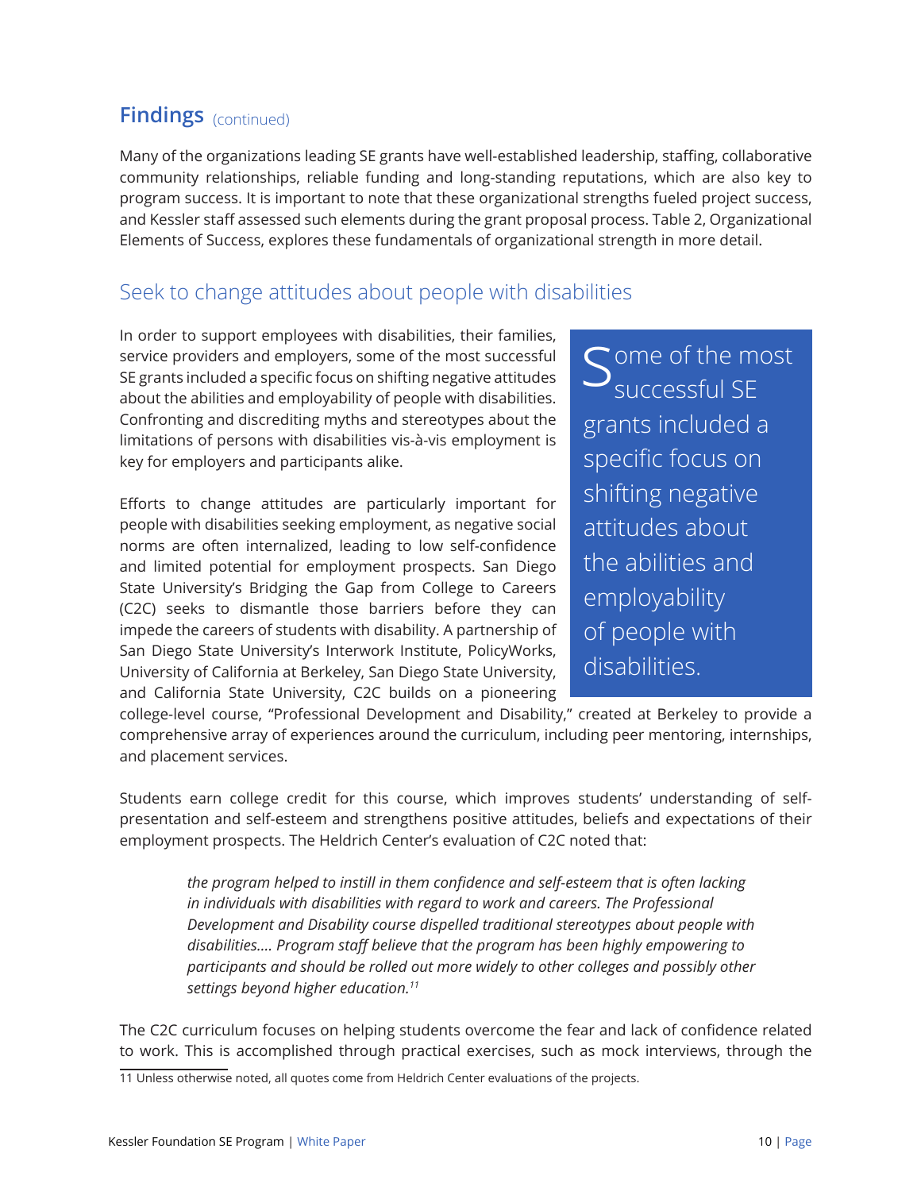## Findings (continued)

Many of the organizations leading SE grants have well-established leadership, staffing, collaborative community relationships, reliable funding and long-standing reputations, which are also key to program success. It is important to note that these organizational strengths fueled project success, and Kessler staff assessed such elements during the grant proposal process. Table 2, Organizational Elements of Success, explores these fundamentals of organizational strength in more detail.

### Seek to change attitudes about people with disabilities

In order to support employees with disabilities, their families, service providers and employers, some of the most successful SE grants included a specific focus on shifting negative attitudes about the abilities and employability of people with disabilities. Confronting and discrediting myths and stereotypes about the limitations of persons with disabilities vis-à-vis employment is key for employers and participants alike.

> Some of the most successful SE grants included a specific focus on shifting negative attitudes about the abilities and employability of people with disabilities.

Efforts to change attitudes are particularly important for people with disabilities seeking employment, as negative social norms are often internalized, leading to low self-confidence and limited potential for employment prospects. San Diego State University's Bridging the Gap from College to Careers (C2C) seeks to dismantle those barriers before they can impede the careers of students with disability. A partnership of San Diego State University's Interwork Institute, PolicyWorks, University of California at Berkeley, San Diego State University, and California State University, C2C builds on a pioneering college-level course, "Professional Development and Disability," created at Berkeley to provide a comprehensive array of experiences around the curriculum, including peer mentoring, internships, and placement services.

Students earn college credit for this course, which improves students' understanding of self-presentation and self-esteem and strengthens positive attitudes, beliefs and expectations of their employment prospects. The Heldrich Center's evaluation of C2C noted that:

> *the program helped to instill in them confidence and self-esteem that is often lacking in individuals with disabilities with regard to work and careers. The Professional Development and Disability course dispelled traditional stereotypes about people with disabilities.... Program staff believe that the program has been highly empowering to participants and should be rolled out more widely to other colleges and possibly other settings beyond higher education.*[11]

The C2C curriculum focuses on helping students overcome the fear and lack of confidence related to work. This is accomplished through practical exercises, such as mock interviews, through the

---

11 Unless otherwise noted, all quotes come from Heldrich Center evaluations of the projects.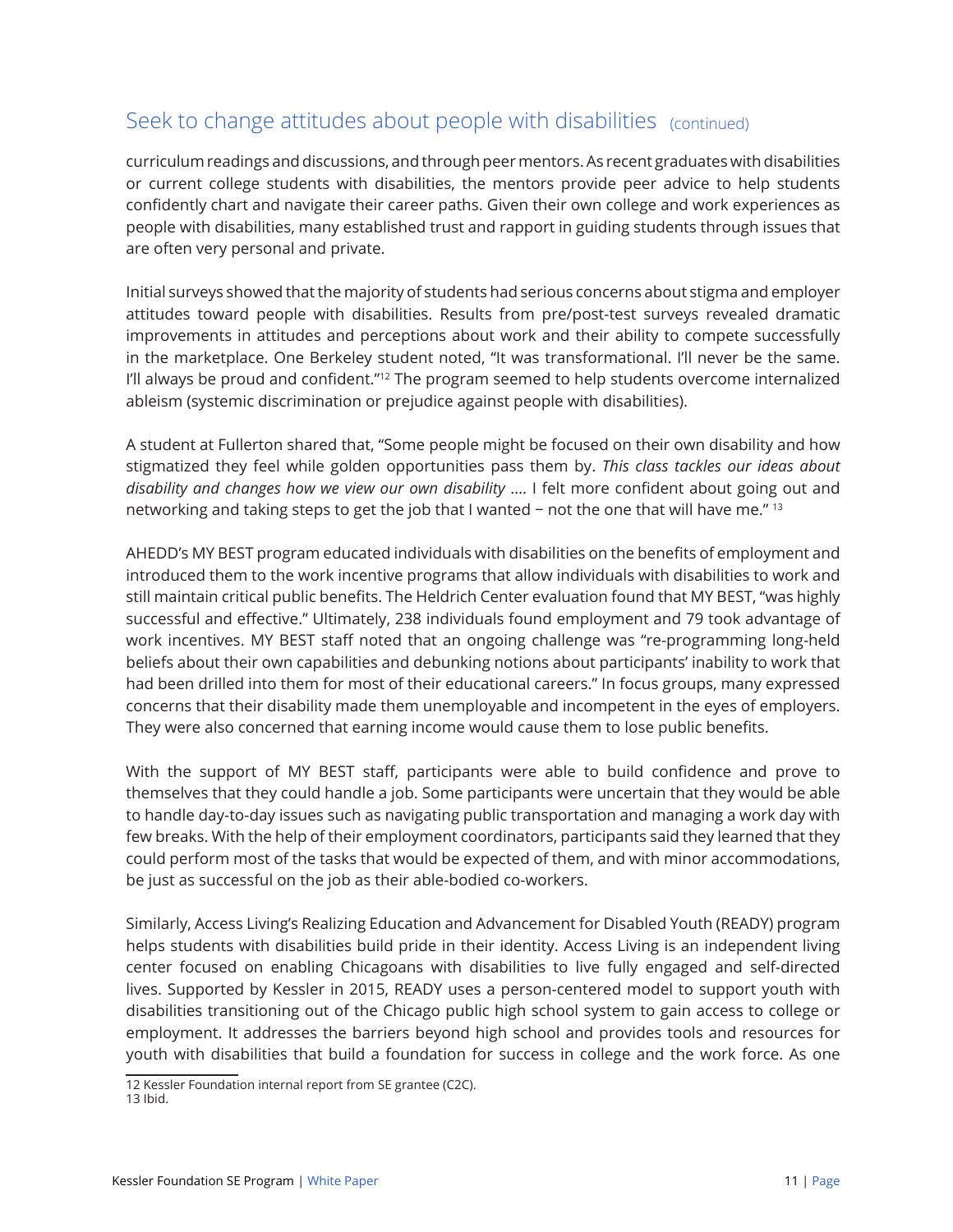## Seek to change attitudes about people with disabilities (continued)

curriculum readings and discussions, and through peer mentors. As recent graduates with disabilities or current college students with disabilities, the mentors provide peer advice to help students confidently chart and navigate their career paths. Given their own college and work experiences as people with disabilities, many established trust and rapport in guiding students through issues that are often very personal and private.

Initial surveys showed that the majority of students had serious concerns about stigma and employer attitudes toward people with disabilities. Results from pre/post-test surveys revealed dramatic improvements in attitudes and perceptions about work and their ability to compete successfully in the marketplace. One Berkeley student noted, "It was transformational. I'll never be the same. I'll always be proud and confident."[12] The program seemed to help students overcome internalized ableism (systemic discrimination or prejudice against people with disabilities).

A student at Fullerton shared that, "Some people might be focused on their own disability and how stigmatized they feel while golden opportunities pass them by. *This class tackles our ideas about disability and changes how we view our own disability* …. I felt more confident about going out and networking and taking steps to get the job that I wanted − not the one that will have me." [13]

AHEDD's MY BEST program educated individuals with disabilities on the benefits of employment and introduced them to the work incentive programs that allow individuals with disabilities to work and still maintain critical public benefits. The Heldrich Center evaluation found that MY BEST, "was highly successful and effective." Ultimately, 238 individuals found employment and 79 took advantage of work incentives. MY BEST staff noted that an ongoing challenge was "re-programming long-held beliefs about their own capabilities and debunking notions about participants' inability to work that had been drilled into them for most of their educational careers." In focus groups, many expressed concerns that their disability made them unemployable and incompetent in the eyes of employers. They were also concerned that earning income would cause them to lose public benefits.

With the support of MY BEST staff, participants were able to build confidence and prove to themselves that they could handle a job. Some participants were uncertain that they would be able to handle day-to-day issues such as navigating public transportation and managing a work day with few breaks. With the help of their employment coordinators, participants said they learned that they could perform most of the tasks that would be expected of them, and with minor accommodations, be just as successful on the job as their able-bodied co-workers.

Similarly, Access Living's Realizing Education and Advancement for Disabled Youth (READY) program helps students with disabilities build pride in their identity. Access Living is an independent living center focused on enabling Chicagoans with disabilities to live fully engaged and self-directed lives. Supported by Kessler in 2015, READY uses a person-centered model to support youth with disabilities transitioning out of the Chicago public high school system to gain access to college or employment. It addresses the barriers beyond high school and provides tools and resources for youth with disabilities that build a foundation for success in college and the work force. As one

---

12 Kessler Foundation internal report from SE grantee (C2C).

13 Ibid.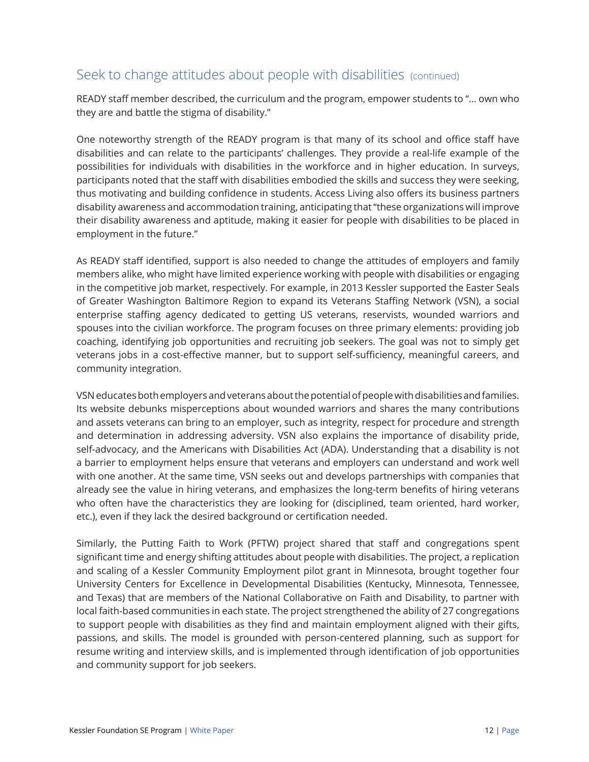## Seek to change attitudes about people with disabilities (continued)

READY staff member described, the curriculum and the program, empower students to "... own who they are and battle the stigma of disability."

One noteworthy strength of the READY program is that many of its school and office staff have disabilities and can relate to the participants' challenges. They provide a real-life example of the possibilities for individuals with disabilities in the workforce and in higher education. In surveys, participants noted that the staff with disabilities embodied the skills and success they were seeking, thus motivating and building confidence in students. Access Living also offers its business partners disability awareness and accommodation training, anticipating that "these organizations will improve their disability awareness and aptitude, making it easier for people with disabilities to be placed in employment in the future."

As READY staff identified, support is also needed to change the attitudes of employers and family members alike, who might have limited experience working with people with disabilities or engaging in the competitive job market, respectively. For example, in 2013 Kessler supported the Easter Seals of Greater Washington Baltimore Region to expand its Veterans Staffing Network (VSN), a social enterprise staffing agency dedicated to getting US veterans, reservists, wounded warriors and spouses into the civilian workforce. The program focuses on three primary elements: providing job coaching, identifying job opportunities and recruiting job seekers. The goal was not to simply get veterans jobs in a cost-effective manner, but to support self-sufficiency, meaningful careers, and community integration.

VSN educates both employers and veterans about the potential of people with disabilities and families. Its website debunks misperceptions about wounded warriors and shares the many contributions and assets veterans can bring to an employer, such as integrity, respect for procedure and strength and determination in addressing adversity. VSN also explains the importance of disability pride, self-advocacy, and the Americans with Disabilities Act (ADA). Understanding that a disability is not a barrier to employment helps ensure that veterans and employers can understand and work well with one another. At the same time, VSN seeks out and develops partnerships with companies that already see the value in hiring veterans, and emphasizes the long-term benefits of hiring veterans who often have the characteristics they are looking for (disciplined, team oriented, hard worker, etc.), even if they lack the desired background or certification needed.

Similarly, the Putting Faith to Work (PFTW) project shared that staff and congregations spent significant time and energy shifting attitudes about people with disabilities. The project, a replication and scaling of a Kessler Community Employment pilot grant in Minnesota, brought together four University Centers for Excellence in Developmental Disabilities (Kentucky, Minnesota, Tennessee, and Texas) that are members of the National Collaborative on Faith and Disability, to partner with local faith-based communities in each state. The project strengthened the ability of 27 congregations to support people with disabilities as they find and maintain employment aligned with their gifts, passions, and skills. The model is grounded with person-centered planning, such as support for resume writing and interview skills, and is implemented through identification of job opportunities and community support for job seekers.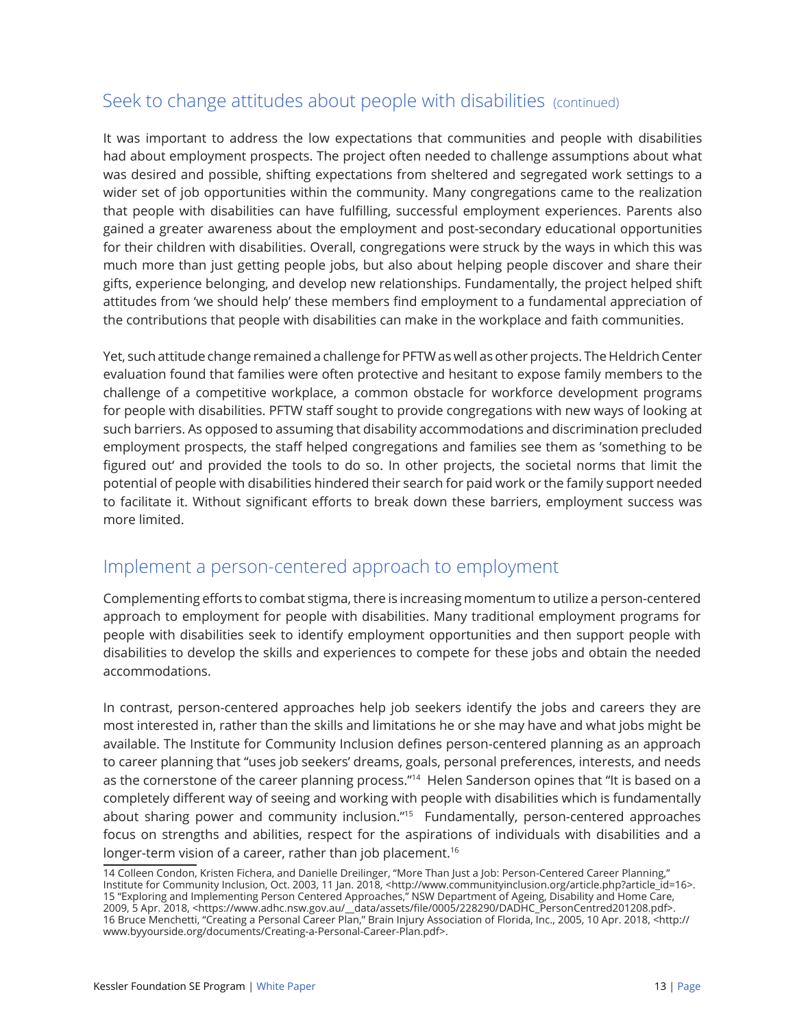## Seek to change attitudes about people with disabilities (continued)

It was important to address the low expectations that communities and people with disabilities had about employment prospects. The project often needed to challenge assumptions about what was desired and possible, shifting expectations from sheltered and segregated work settings to a wider set of job opportunities within the community. Many congregations came to the realization that people with disabilities can have fulfilling, successful employment experiences. Parents also gained a greater awareness about the employment and post-secondary educational opportunities for their children with disabilities. Overall, congregations were struck by the ways in which this was much more than just getting people jobs, but also about helping people discover and share their gifts, experience belonging, and develop new relationships. Fundamentally, the project helped shift attitudes from 'we should help' these members find employment to a fundamental appreciation of the contributions that people with disabilities can make in the workplace and faith communities.

Yet, such attitude change remained a challenge for PFTW as well as other projects. The Heldrich Center evaluation found that families were often protective and hesitant to expose family members to the challenge of a competitive workplace, a common obstacle for workforce development programs for people with disabilities. PFTW staff sought to provide congregations with new ways of looking at such barriers. As opposed to assuming that disability accommodations and discrimination precluded employment prospects, the staff helped congregations and families see them as 'something to be figured out' and provided the tools to do so. In other projects, the societal norms that limit the potential of people with disabilities hindered their search for paid work or the family support needed to facilitate it. Without significant efforts to break down these barriers, employment success was more limited.

## Implement a person-centered approach to employment

Complementing efforts to combat stigma, there is increasing momentum to utilize a person-centered approach to employment for people with disabilities. Many traditional employment programs for people with disabilities seek to identify employment opportunities and then support people with disabilities to develop the skills and experiences to compete for these jobs and obtain the needed accommodations.

In contrast, person-centered approaches help job seekers identify the jobs and careers they are most interested in, rather than the skills and limitations he or she may have and what jobs might be available. The Institute for Community Inclusion defines person-centered planning as an approach to career planning that "uses job seekers' dreams, goals, personal preferences, interests, and needs as the cornerstone of the career planning process."[14] Helen Sanderson opines that "It is based on a completely different way of seeing and working with people with disabilities which is fundamentally about sharing power and community inclusion."[15] Fundamentally, person-centered approaches focus on strengths and abilities, respect for the aspirations of individuals with disabilities and a longer-term vision of a career, rather than job placement.[16]

---

14 Colleen Condon, Kristen Fichera, and Danielle Dreilinger, "More Than Just a Job: Person-Centered Career Planning," Institute for Community Inclusion, Oct. 2003, 11 Jan. 2018, <http://www.communityinclusion.org/article.php?article_id=16>.
15 "Exploring and Implementing Person Centered Approaches," NSW Department of Ageing, Disability and Home Care, 2009, 5 Apr. 2018, <https://www.adhc.nsw.gov.au/__data/assets/file/0005/228290/DADHC_PersonCentred201208.pdf>.
16 Bruce Menchetti, "Creating a Personal Career Plan," Brain Injury Association of Florida, Inc., 2005, 10 Apr. 2018, <http://www.byyourside.org/documents/Creating-a-Personal-Career-Plan.pdf>.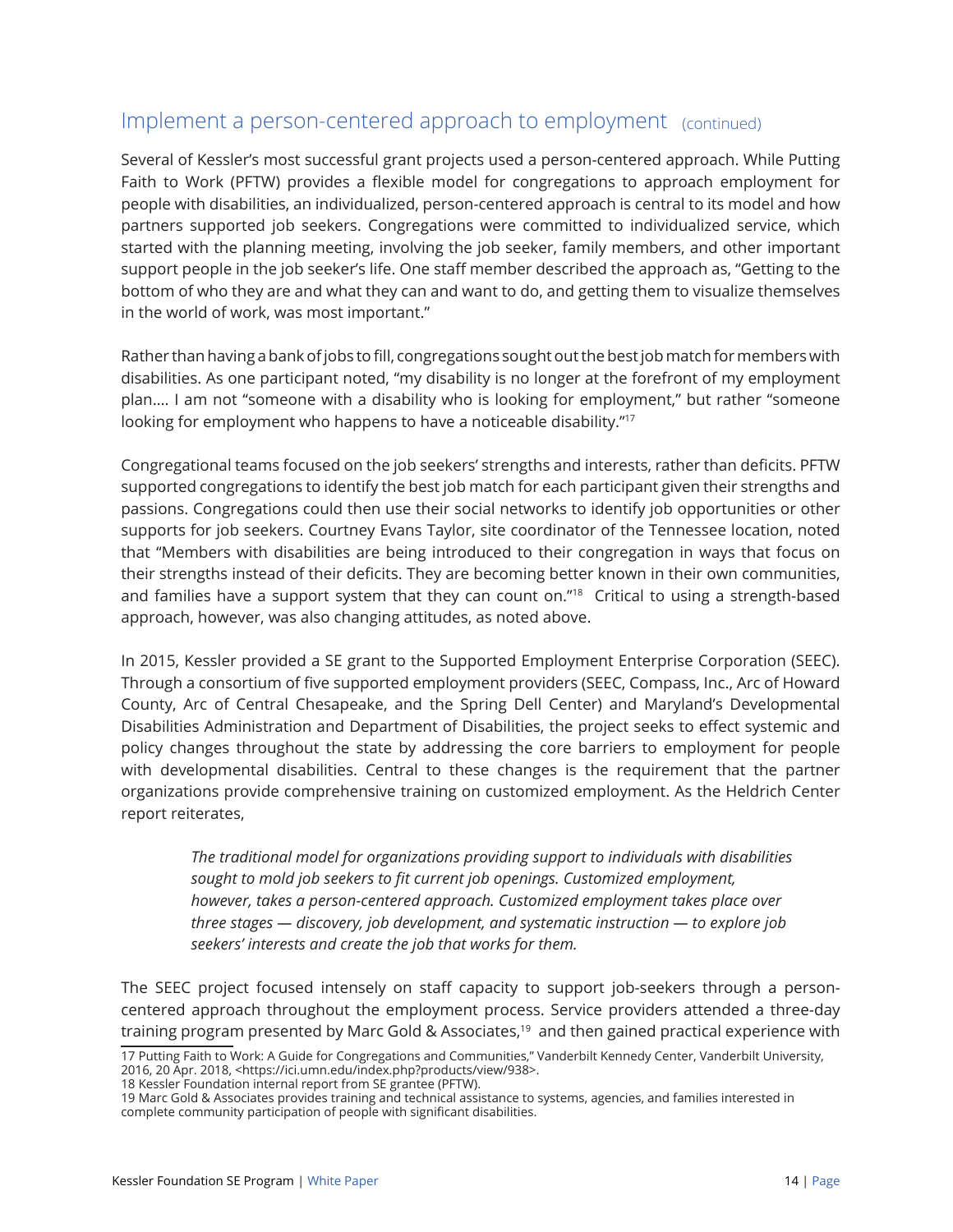## Implement a person-centered approach to employment (continued)

Several of Kessler's most successful grant projects used a person-centered approach. While Putting Faith to Work (PFTW) provides a flexible model for congregations to approach employment for people with disabilities, an individualized, person-centered approach is central to its model and how partners supported job seekers. Congregations were committed to individualized service, which started with the planning meeting, involving the job seeker, family members, and other important support people in the job seeker's life. One staff member described the approach as, "Getting to the bottom of who they are and what they can and want to do, and getting them to visualize themselves in the world of work, was most important."

Rather than having a bank of jobs to fill, congregations sought out the best job match for members with disabilities. As one participant noted, "my disability is no longer at the forefront of my employment plan.... I am not "someone with a disability who is looking for employment," but rather "someone looking for employment who happens to have a noticeable disability."[17]

Congregational teams focused on the job seekers' strengths and interests, rather than deficits. PFTW supported congregations to identify the best job match for each participant given their strengths and passions. Congregations could then use their social networks to identify job opportunities or other supports for job seekers. Courtney Evans Taylor, site coordinator of the Tennessee location, noted that "Members with disabilities are being introduced to their congregation in ways that focus on their strengths instead of their deficits. They are becoming better known in their own communities, and families have a support system that they can count on."[18] Critical to using a strength-based approach, however, was also changing attitudes, as noted above.

In 2015, Kessler provided a SE grant to the Supported Employment Enterprise Corporation (SEEC). Through a consortium of five supported employment providers (SEEC, Compass, Inc., Arc of Howard County, Arc of Central Chesapeake, and the Spring Dell Center) and Maryland's Developmental Disabilities Administration and Department of Disabilities, the project seeks to effect systemic and policy changes throughout the state by addressing the core barriers to employment for people with developmental disabilities. Central to these changes is the requirement that the partner organizations provide comprehensive training on customized employment. As the Heldrich Center report reiterates,

> *The traditional model for organizations providing support to individuals with disabilities sought to mold job seekers to fit current job openings. Customized employment, however, takes a person-centered approach. Customized employment takes place over three stages — discovery, job development, and systematic instruction — to explore job seekers' interests and create the job that works for them.*

The SEEC project focused intensely on staff capacity to support job-seekers through a person-centered approach throughout the employment process. Service providers attended a three-day training program presented by Marc Gold & Associates,[19] and then gained practical experience with

---

17 Putting Faith to Work: A Guide for Congregations and Communities," Vanderbilt Kennedy Center, Vanderbilt University, 2016, 20 Apr. 2018, <https://ici.umn.edu/index.php?products/view/938>.

18 Kessler Foundation internal report from SE grantee (PFTW).

19 Marc Gold & Associates provides training and technical assistance to systems, agencies, and families interested in complete community participation of people with significant disabilities.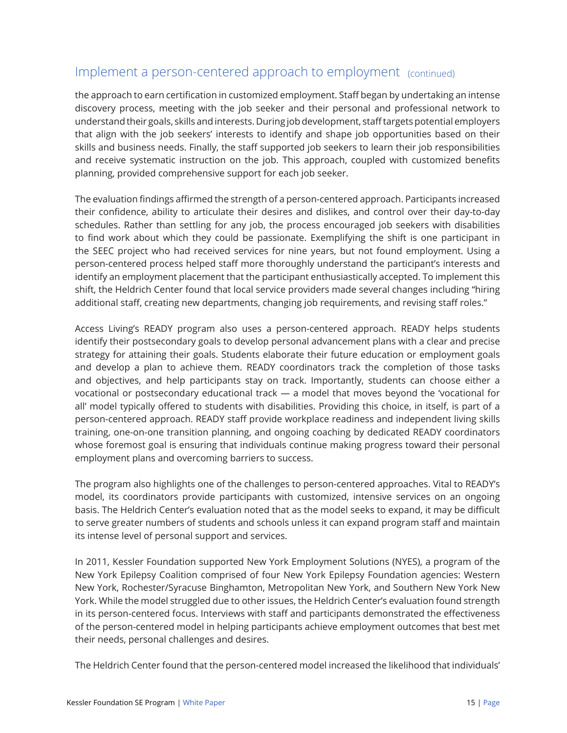## Implement a person-centered approach to employment (continued)

the approach to earn certification in customized employment. Staff began by undertaking an intense discovery process, meeting with the job seeker and their personal and professional network to understand their goals, skills and interests. During job development, staff targets potential employers that align with the job seekers' interests to identify and shape job opportunities based on their skills and business needs. Finally, the staff supported job seekers to learn their job responsibilities and receive systematic instruction on the job. This approach, coupled with customized benefits planning, provided comprehensive support for each job seeker.

The evaluation findings affirmed the strength of a person-centered approach. Participants increased their confidence, ability to articulate their desires and dislikes, and control over their day-to-day schedules. Rather than settling for any job, the process encouraged job seekers with disabilities to find work about which they could be passionate. Exemplifying the shift is one participant in the SEEC project who had received services for nine years, but not found employment. Using a person-centered process helped staff more thoroughly understand the participant's interests and identify an employment placement that the participant enthusiastically accepted. To implement this shift, the Heldrich Center found that local service providers made several changes including "hiring additional staff, creating new departments, changing job requirements, and revising staff roles."

Access Living's READY program also uses a person-centered approach. READY helps students identify their postsecondary goals to develop personal advancement plans with a clear and precise strategy for attaining their goals. Students elaborate their future education or employment goals and develop a plan to achieve them. READY coordinators track the completion of those tasks and objectives, and help participants stay on track. Importantly, students can choose either a vocational or postsecondary educational track — a model that moves beyond the 'vocational for all' model typically offered to students with disabilities. Providing this choice, in itself, is part of a person-centered approach. READY staff provide workplace readiness and independent living skills training, one-on-one transition planning, and ongoing coaching by dedicated READY coordinators whose foremost goal is ensuring that individuals continue making progress toward their personal employment plans and overcoming barriers to success.

The program also highlights one of the challenges to person-centered approaches. Vital to READY's model, its coordinators provide participants with customized, intensive services on an ongoing basis. The Heldrich Center's evaluation noted that as the model seeks to expand, it may be difficult to serve greater numbers of students and schools unless it can expand program staff and maintain its intense level of personal support and services.

In 2011, Kessler Foundation supported New York Employment Solutions (NYES), a program of the New York Epilepsy Coalition comprised of four New York Epilepsy Foundation agencies: Western New York, Rochester/Syracuse Binghamton, Metropolitan New York, and Southern New York New York. While the model struggled due to other issues, the Heldrich Center's evaluation found strength in its person-centered focus. Interviews with staff and participants demonstrated the effectiveness of the person-centered model in helping participants achieve employment outcomes that best met their needs, personal challenges and desires.

The Heldrich Center found that the person-centered model increased the likelihood that individuals'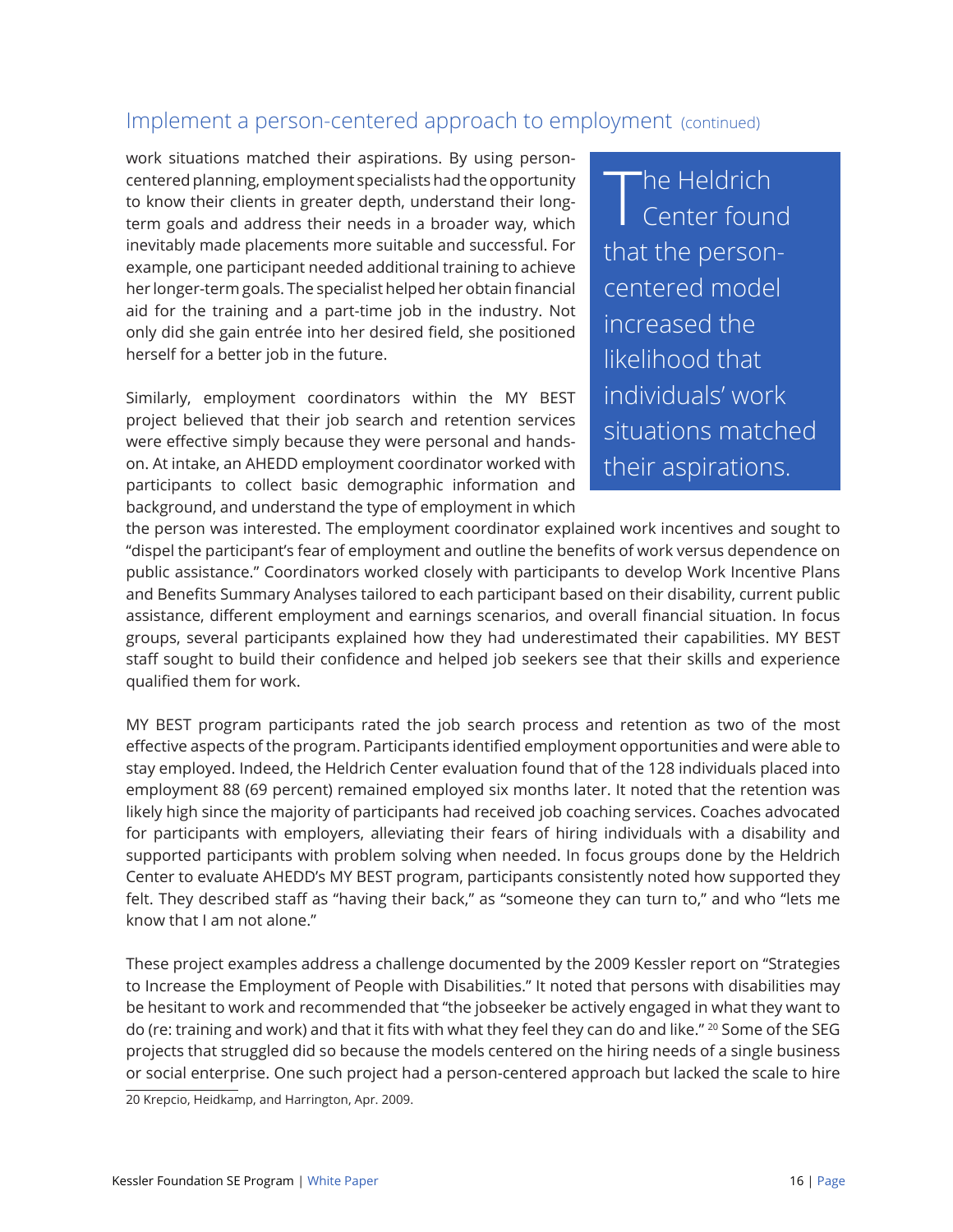## Implement a person-centered approach to employment (continued)

work situations matched their aspirations. By using person-centered planning, employment specialists had the opportunity to know their clients in greater depth, understand their long-term goals and address their needs in a broader way, which inevitably made placements more suitable and successful. For example, one participant needed additional training to achieve her longer-term goals. The specialist helped her obtain financial aid for the training and a part-time job in the industry. Not only did she gain entrée into her desired field, she positioned herself for a better job in the future.

> The Heldrich Center found that the person-centered model increased the likelihood that individuals' work situations matched their aspirations.

Similarly, employment coordinators within the MY BEST project believed that their job search and retention services were effective simply because they were personal and hands-on. At intake, an AHEDD employment coordinator worked with participants to collect basic demographic information and background, and understand the type of employment in which the person was interested. The employment coordinator explained work incentives and sought to "dispel the participant's fear of employment and outline the benefits of work versus dependence on public assistance." Coordinators worked closely with participants to develop Work Incentive Plans and Benefits Summary Analyses tailored to each participant based on their disability, current public assistance, different employment and earnings scenarios, and overall financial situation. In focus groups, several participants explained how they had underestimated their capabilities. MY BEST staff sought to build their confidence and helped job seekers see that their skills and experience qualified them for work.

MY BEST program participants rated the job search process and retention as two of the most effective aspects of the program. Participants identified employment opportunities and were able to stay employed. Indeed, the Heldrich Center evaluation found that of the 128 individuals placed into employment 88 (69 percent) remained employed six months later. It noted that the retention was likely high since the majority of participants had received job coaching services. Coaches advocated for participants with employers, alleviating their fears of hiring individuals with a disability and supported participants with problem solving when needed. In focus groups done by the Heldrich Center to evaluate AHEDD's MY BEST program, participants consistently noted how supported they felt. They described staff as "having their back," as "someone they can turn to," and who "lets me know that I am not alone."

These project examples address a challenge documented by the 2009 Kessler report on "Strategies to Increase the Employment of People with Disabilities." It noted that persons with disabilities may be hesitant to work and recommended that "the jobseeker be actively engaged in what they want to do (re: training and work) and that it fits with what they feel they can do and like." [20] Some of the SEG projects that struggled did so because the models centered on the hiring needs of a single business or social enterprise. One such project had a person-centered approach but lacked the scale to hire

---

20 Krepcio, Heidkamp, and Harrington, Apr. 2009.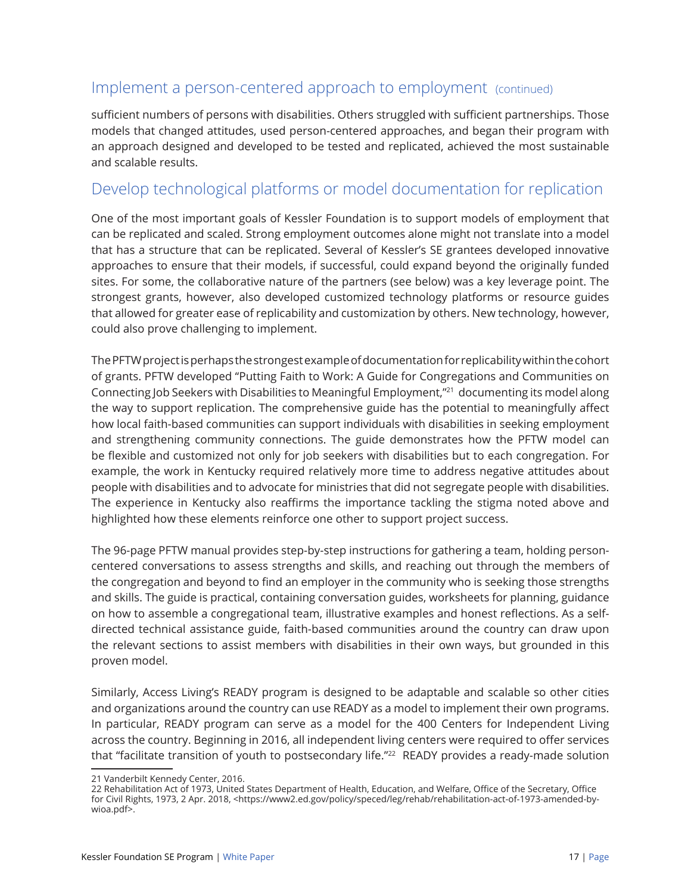## Implement a person-centered approach to employment (continued)

sufficient numbers of persons with disabilities. Others struggled with sufficient partnerships. Those models that changed attitudes, used person-centered approaches, and began their program with an approach designed and developed to be tested and replicated, achieved the most sustainable and scalable results.

## Develop technological platforms or model documentation for replication

One of the most important goals of Kessler Foundation is to support models of employment that can be replicated and scaled. Strong employment outcomes alone might not translate into a model that has a structure that can be replicated. Several of Kessler's SE grantees developed innovative approaches to ensure that their models, if successful, could expand beyond the originally funded sites. For some, the collaborative nature of the partners (see below) was a key leverage point. The strongest grants, however, also developed customized technology platforms or resource guides that allowed for greater ease of replicability and customization by others. New technology, however, could also prove challenging to implement.

The PFTW project is perhaps the strongest example of documentation for replicability within the cohort of grants. PFTW developed "Putting Faith to Work: A Guide for Congregations and Communities on Connecting Job Seekers with Disabilities to Meaningful Employment,"[21] documenting its model along the way to support replication. The comprehensive guide has the potential to meaningfully affect how local faith-based communities can support individuals with disabilities in seeking employment and strengthening community connections. The guide demonstrates how the PFTW model can be flexible and customized not only for job seekers with disabilities but to each congregation. For example, the work in Kentucky required relatively more time to address negative attitudes about people with disabilities and to advocate for ministries that did not segregate people with disabilities. The experience in Kentucky also reaffirms the importance tackling the stigma noted above and highlighted how these elements reinforce one other to support project success.

The 96-page PFTW manual provides step-by-step instructions for gathering a team, holding person-centered conversations to assess strengths and skills, and reaching out through the members of the congregation and beyond to find an employer in the community who is seeking those strengths and skills. The guide is practical, containing conversation guides, worksheets for planning, guidance on how to assemble a congregational team, illustrative examples and honest reflections. As a self-directed technical assistance guide, faith-based communities around the country can draw upon the relevant sections to assist members with disabilities in their own ways, but grounded in this proven model.

Similarly, Access Living's READY program is designed to be adaptable and scalable so other cities and organizations around the country can use READY as a model to implement their own programs. In particular, READY program can serve as a model for the 400 Centers for Independent Living across the country. Beginning in 2016, all independent living centers were required to offer services that "facilitate transition of youth to postsecondary life."[22] READY provides a ready-made solution

---

21 Vanderbilt Kennedy Center, 2016.

22 Rehabilitation Act of 1973, United States Department of Health, Education, and Welfare, Office of the Secretary, Office for Civil Rights, 1973, 2 Apr. 2018, <https://www2.ed.gov/policy/speced/leg/rehab/rehabilitation-act-of-1973-amended-by-wioa.pdf>.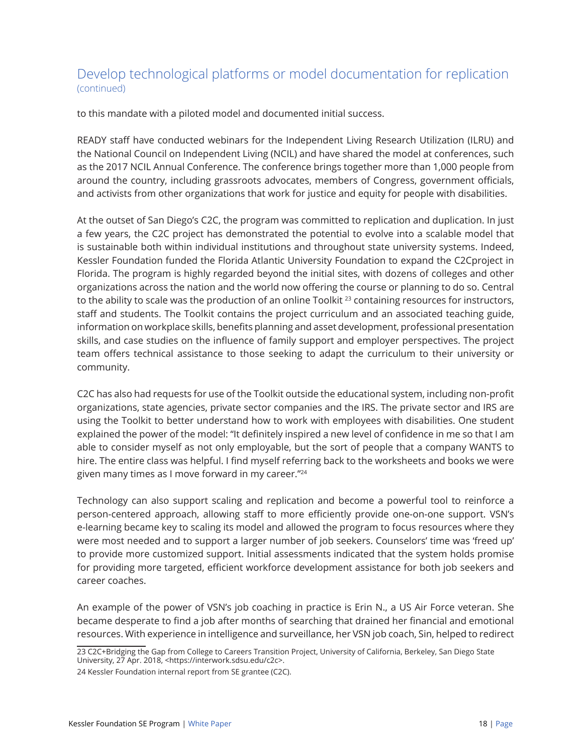## Develop technological platforms or model documentation for replication (continued)

to this mandate with a piloted model and documented initial success.

READY staff have conducted webinars for the Independent Living Research Utilization (ILRU) and the National Council on Independent Living (NCIL) and have shared the model at conferences, such as the 2017 NCIL Annual Conference. The conference brings together more than 1,000 people from around the country, including grassroots advocates, members of Congress, government officials, and activists from other organizations that work for justice and equity for people with disabilities.

At the outset of San Diego's C2C, the program was committed to replication and duplication. In just a few years, the C2C project has demonstrated the potential to evolve into a scalable model that is sustainable both within individual institutions and throughout state university systems. Indeed, Kessler Foundation funded the Florida Atlantic University Foundation to expand the C2Cproject in Florida. The program is highly regarded beyond the initial sites, with dozens of colleges and other organizations across the nation and the world now offering the course or planning to do so. Central to the ability to scale was the production of an online Toolkit [23] containing resources for instructors, staff and students. The Toolkit contains the project curriculum and an associated teaching guide, information on workplace skills, benefits planning and asset development, professional presentation skills, and case studies on the influence of family support and employer perspectives. The project team offers technical assistance to those seeking to adapt the curriculum to their university or community.

C2C has also had requests for use of the Toolkit outside the educational system, including non-profit organizations, state agencies, private sector companies and the IRS. The private sector and IRS are using the Toolkit to better understand how to work with employees with disabilities. One student explained the power of the model: "It definitely inspired a new level of confidence in me so that I am able to consider myself as not only employable, but the sort of people that a company WANTS to hire. The entire class was helpful. I find myself referring back to the worksheets and books we were given many times as I move forward in my career."[24]

Technology can also support scaling and replication and become a powerful tool to reinforce a person-centered approach, allowing staff to more efficiently provide one-on-one support. VSN's e-learning became key to scaling its model and allowed the program to focus resources where they were most needed and to support a larger number of job seekers. Counselors' time was 'freed up' to provide more customized support. Initial assessments indicated that the system holds promise for providing more targeted, efficient workforce development assistance for both job seekers and career coaches.

An example of the power of VSN's job coaching in practice is Erin N., a US Air Force veteran. She became desperate to find a job after months of searching that drained her financial and emotional resources. With experience in intelligence and surveillance, her VSN job coach, Sin, helped to redirect

23 C2C+Bridging the Gap from College to Careers Transition Project, University of California, Berkeley, San Diego State University, 27 Apr. 2018, <https://interwork.sdsu.edu/c2c>.

24 Kessler Foundation internal report from SE grantee (C2C).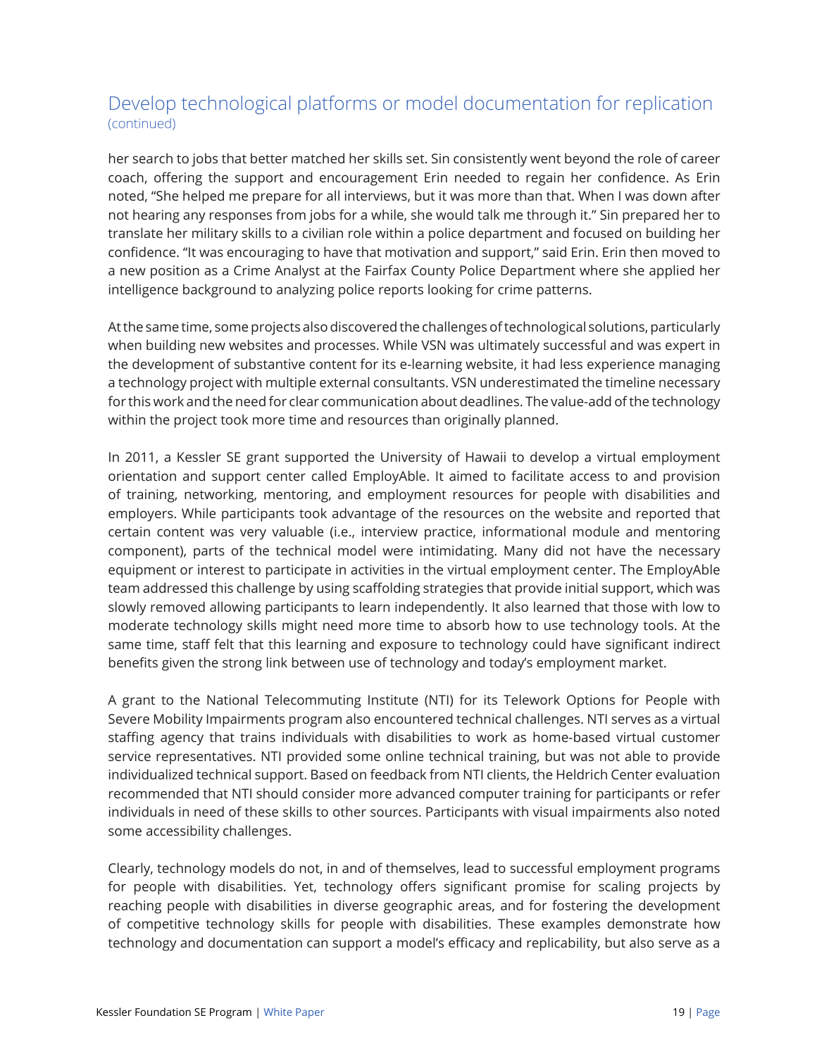## Develop technological platforms or model documentation for replication (continued)

her search to jobs that better matched her skills set. Sin consistently went beyond the role of career coach, offering the support and encouragement Erin needed to regain her confidence. As Erin noted, "She helped me prepare for all interviews, but it was more than that. When I was down after not hearing any responses from jobs for a while, she would talk me through it." Sin prepared her to translate her military skills to a civilian role within a police department and focused on building her confidence. "It was encouraging to have that motivation and support," said Erin. Erin then moved to a new position as a Crime Analyst at the Fairfax County Police Department where she applied her intelligence background to analyzing police reports looking for crime patterns.

At the same time, some projects also discovered the challenges of technological solutions, particularly when building new websites and processes. While VSN was ultimately successful and was expert in the development of substantive content for its e-learning website, it had less experience managing a technology project with multiple external consultants. VSN underestimated the timeline necessary for this work and the need for clear communication about deadlines. The value-add of the technology within the project took more time and resources than originally planned.

In 2011, a Kessler SE grant supported the University of Hawaii to develop a virtual employment orientation and support center called EmployAble. It aimed to facilitate access to and provision of training, networking, mentoring, and employment resources for people with disabilities and employers. While participants took advantage of the resources on the website and reported that certain content was very valuable (i.e., interview practice, informational module and mentoring component), parts of the technical model were intimidating. Many did not have the necessary equipment or interest to participate in activities in the virtual employment center. The EmployAble team addressed this challenge by using scaffolding strategies that provide initial support, which was slowly removed allowing participants to learn independently. It also learned that those with low to moderate technology skills might need more time to absorb how to use technology tools. At the same time, staff felt that this learning and exposure to technology could have significant indirect benefits given the strong link between use of technology and today's employment market.

A grant to the National Telecommuting Institute (NTI) for its Telework Options for People with Severe Mobility Impairments program also encountered technical challenges. NTI serves as a virtual staffing agency that trains individuals with disabilities to work as home-based virtual customer service representatives. NTI provided some online technical training, but was not able to provide individualized technical support. Based on feedback from NTI clients, the Heldrich Center evaluation recommended that NTI should consider more advanced computer training for participants or refer individuals in need of these skills to other sources. Participants with visual impairments also noted some accessibility challenges.

Clearly, technology models do not, in and of themselves, lead to successful employment programs for people with disabilities. Yet, technology offers significant promise for scaling projects by reaching people with disabilities in diverse geographic areas, and for fostering the development of competitive technology skills for people with disabilities. These examples demonstrate how technology and documentation can support a model's efficacy and replicability, but also serve as a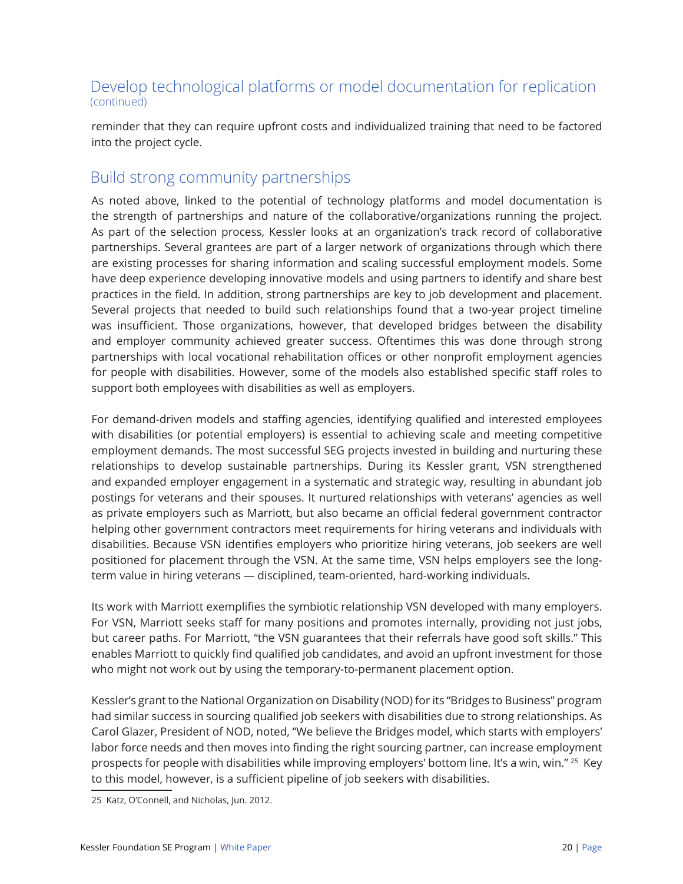## Develop technological platforms or model documentation for replication (continued)

reminder that they can require upfront costs and individualized training that need to be factored into the project cycle.

## Build strong community partnerships

As noted above, linked to the potential of technology platforms and model documentation is the strength of partnerships and nature of the collaborative/organizations running the project. As part of the selection process, Kessler looks at an organization's track record of collaborative partnerships. Several grantees are part of a larger network of organizations through which there are existing processes for sharing information and scaling successful employment models. Some have deep experience developing innovative models and using partners to identify and share best practices in the field. In addition, strong partnerships are key to job development and placement. Several projects that needed to build such relationships found that a two-year project timeline was insufficient. Those organizations, however, that developed bridges between the disability and employer community achieved greater success. Oftentimes this was done through strong partnerships with local vocational rehabilitation offices or other nonprofit employment agencies for people with disabilities. However, some of the models also established specific staff roles to support both employees with disabilities as well as employers.

For demand-driven models and staffing agencies, identifying qualified and interested employees with disabilities (or potential employers) is essential to achieving scale and meeting competitive employment demands. The most successful SEG projects invested in building and nurturing these relationships to develop sustainable partnerships. During its Kessler grant, VSN strengthened and expanded employer engagement in a systematic and strategic way, resulting in abundant job postings for veterans and their spouses. It nurtured relationships with veterans' agencies as well as private employers such as Marriott, but also became an official federal government contractor helping other government contractors meet requirements for hiring veterans and individuals with disabilities. Because VSN identifies employers who prioritize hiring veterans, job seekers are well positioned for placement through the VSN. At the same time, VSN helps employers see the long-term value in hiring veterans — disciplined, team-oriented, hard-working individuals.

Its work with Marriott exemplifies the symbiotic relationship VSN developed with many employers. For VSN, Marriott seeks staff for many positions and promotes internally, providing not just jobs, but career paths. For Marriott, "the VSN guarantees that their referrals have good soft skills." This enables Marriott to quickly find qualified job candidates, and avoid an upfront investment for those who might not work out by using the temporary-to-permanent placement option.

Kessler's grant to the National Organization on Disability (NOD) for its "Bridges to Business" program had similar success in sourcing qualified job seekers with disabilities due to strong relationships. As Carol Glazer, President of NOD, noted, "We believe the Bridges model, which starts with employers' labor force needs and then moves into finding the right sourcing partner, can increase employment prospects for people with disabilities while improving employers' bottom line. It's a win, win." [25] Key to this model, however, is a sufficient pipeline of job seekers with disabilities.

25 Katz, O'Connell, and Nicholas, Jun. 2012.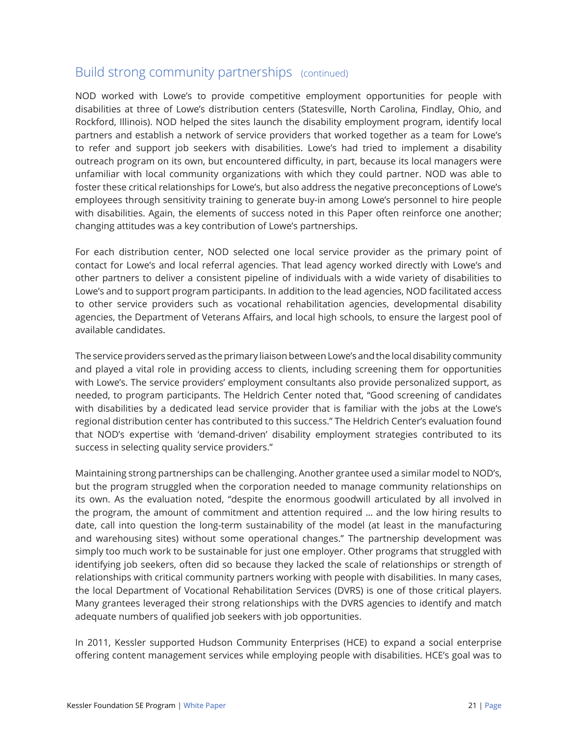## Build strong community partnerships (continued)

NOD worked with Lowe's to provide competitive employment opportunities for people with disabilities at three of Lowe's distribution centers (Statesville, North Carolina, Findlay, Ohio, and Rockford, Illinois). NOD helped the sites launch the disability employment program, identify local partners and establish a network of service providers that worked together as a team for Lowe's to refer and support job seekers with disabilities. Lowe's had tried to implement a disability outreach program on its own, but encountered difficulty, in part, because its local managers were unfamiliar with local community organizations with which they could partner. NOD was able to foster these critical relationships for Lowe's, but also address the negative preconceptions of Lowe's employees through sensitivity training to generate buy-in among Lowe's personnel to hire people with disabilities. Again, the elements of success noted in this Paper often reinforce one another; changing attitudes was a key contribution of Lowe's partnerships.

For each distribution center, NOD selected one local service provider as the primary point of contact for Lowe's and local referral agencies. That lead agency worked directly with Lowe's and other partners to deliver a consistent pipeline of individuals with a wide variety of disabilities to Lowe's and to support program participants. In addition to the lead agencies, NOD facilitated access to other service providers such as vocational rehabilitation agencies, developmental disability agencies, the Department of Veterans Affairs, and local high schools, to ensure the largest pool of available candidates.

The service providers served as the primary liaison between Lowe's and the local disability community and played a vital role in providing access to clients, including screening them for opportunities with Lowe's. The service providers' employment consultants also provide personalized support, as needed, to program participants. The Heldrich Center noted that, "Good screening of candidates with disabilities by a dedicated lead service provider that is familiar with the jobs at the Lowe's regional distribution center has contributed to this success." The Heldrich Center's evaluation found that NOD's expertise with 'demand-driven' disability employment strategies contributed to its success in selecting quality service providers."

Maintaining strong partnerships can be challenging. Another grantee used a similar model to NOD's, but the program struggled when the corporation needed to manage community relationships on its own. As the evaluation noted, "despite the enormous goodwill articulated by all involved in the program, the amount of commitment and attention required … and the low hiring results to date, call into question the long-term sustainability of the model (at least in the manufacturing and warehousing sites) without some operational changes." The partnership development was simply too much work to be sustainable for just one employer. Other programs that struggled with identifying job seekers, often did so because they lacked the scale of relationships or strength of relationships with critical community partners working with people with disabilities. In many cases, the local Department of Vocational Rehabilitation Services (DVRS) is one of those critical players. Many grantees leveraged their strong relationships with the DVRS agencies to identify and match adequate numbers of qualified job seekers with job opportunities.

In 2011, Kessler supported Hudson Community Enterprises (HCE) to expand a social enterprise offering content management services while employing people with disabilities. HCE's goal was to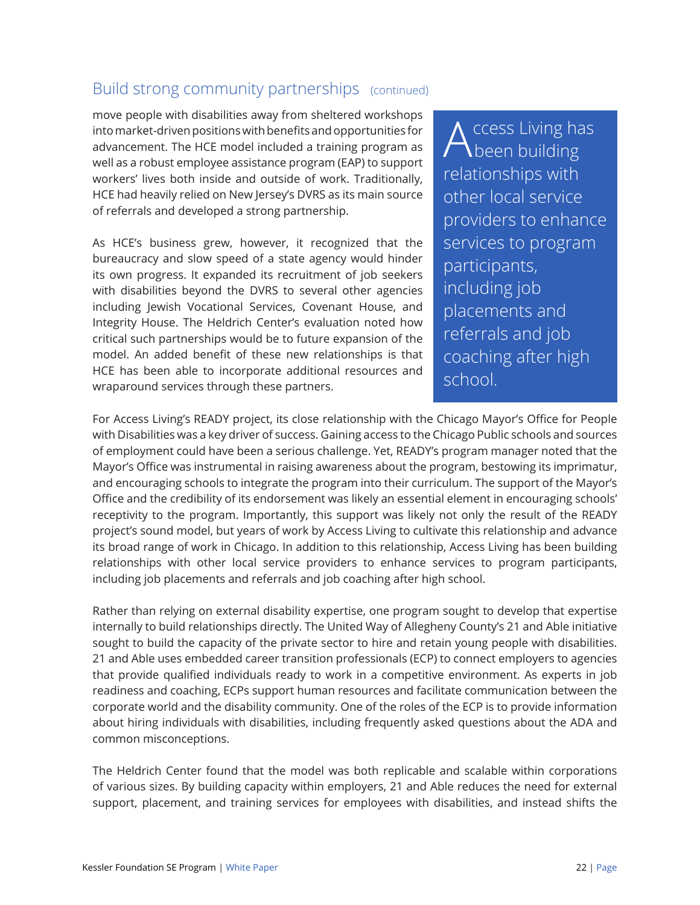## Build strong community partnerships (continued)

move people with disabilities away from sheltered workshops into market-driven positions with benefits and opportunities for advancement. The HCE model included a training program as well as a robust employee assistance program (EAP) to support workers' lives both inside and outside of work. Traditionally, HCE had heavily relied on New Jersey's DVRS as its main source of referrals and developed a strong partnership.

As HCE's business grew, however, it recognized that the bureaucracy and slow speed of a state agency would hinder its own progress. It expanded its recruitment of job seekers with disabilities beyond the DVRS to several other agencies including Jewish Vocational Services, Covenant House, and Integrity House. The Heldrich Center's evaluation noted how critical such partnerships would be to future expansion of the model. An added benefit of these new relationships is that HCE has been able to incorporate additional resources and wraparound services through these partners.

> Access Living has been building relationships with other local service providers to enhance services to program participants, including job placements and referrals and job coaching after high school.

For Access Living's READY project, its close relationship with the Chicago Mayor's Office for People with Disabilities was a key driver of success. Gaining access to the Chicago Public schools and sources of employment could have been a serious challenge. Yet, READY's program manager noted that the Mayor's Office was instrumental in raising awareness about the program, bestowing its imprimatur, and encouraging schools to integrate the program into their curriculum. The support of the Mayor's Office and the credibility of its endorsement was likely an essential element in encouraging schools' receptivity to the program. Importantly, this support was likely not only the result of the READY project's sound model, but years of work by Access Living to cultivate this relationship and advance its broad range of work in Chicago. In addition to this relationship, Access Living has been building relationships with other local service providers to enhance services to program participants, including job placements and referrals and job coaching after high school.

Rather than relying on external disability expertise, one program sought to develop that expertise internally to build relationships directly. The United Way of Allegheny County's 21 and Able initiative sought to build the capacity of the private sector to hire and retain young people with disabilities. 21 and Able uses embedded career transition professionals (ECP) to connect employers to agencies that provide qualified individuals ready to work in a competitive environment. As experts in job readiness and coaching, ECPs support human resources and facilitate communication between the corporate world and the disability community. One of the roles of the ECP is to provide information about hiring individuals with disabilities, including frequently asked questions about the ADA and common misconceptions.

The Heldrich Center found that the model was both replicable and scalable within corporations of various sizes. By building capacity within employers, 21 and Able reduces the need for external support, placement, and training services for employees with disabilities, and instead shifts the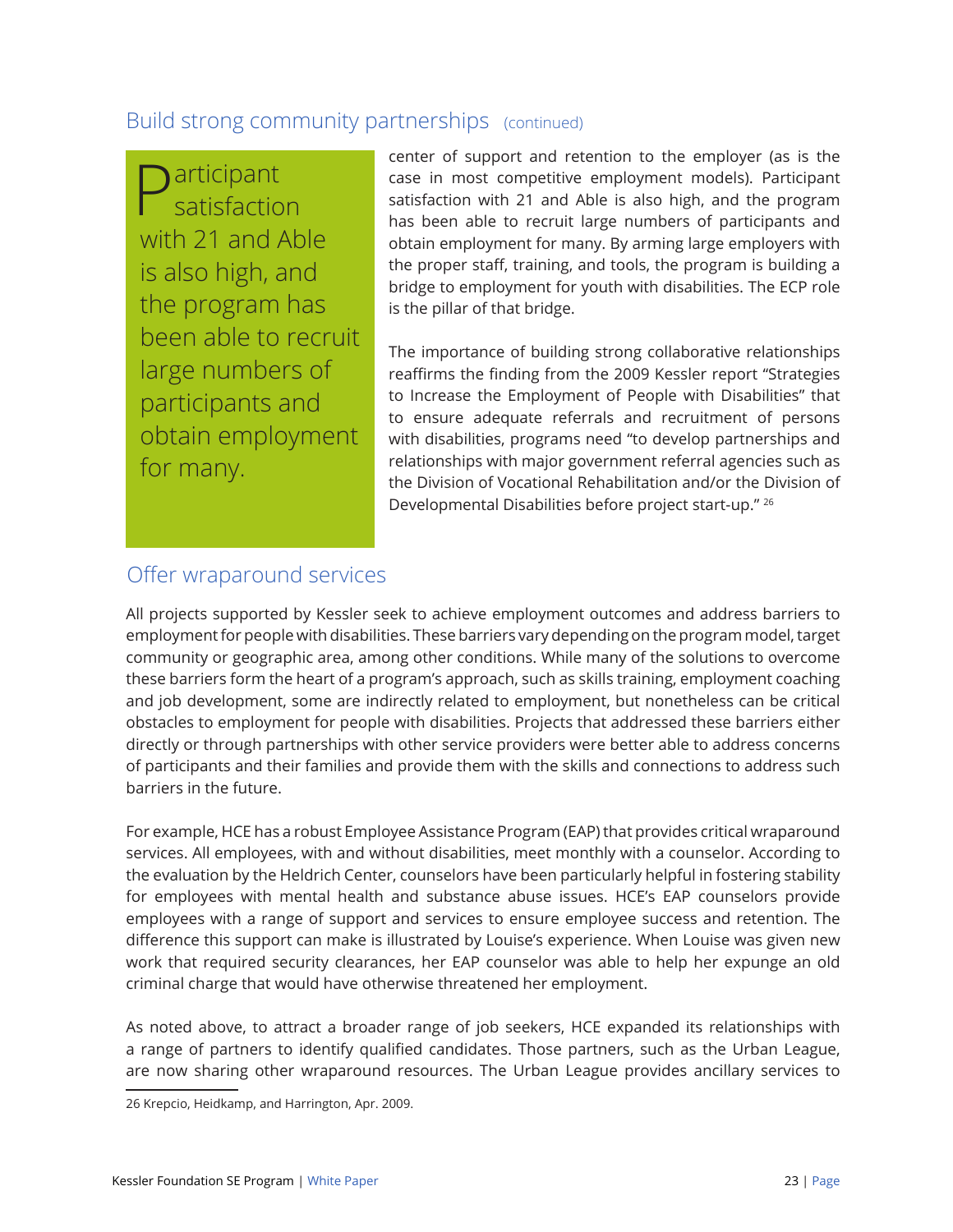## Build strong community partnerships (continued)

> Participant satisfaction with 21 and Able is also high, and the program has been able to recruit large numbers of participants and obtain employment for many.

center of support and retention to the employer (as is the case in most competitive employment models). Participant satisfaction with 21 and Able is also high, and the program has been able to recruit large numbers of participants and obtain employment for many. By arming large employers with the proper staff, training, and tools, the program is building a bridge to employment for youth with disabilities. The ECP role is the pillar of that bridge.

The importance of building strong collaborative relationships reaffirms the finding from the 2009 Kessler report "Strategies to Increase the Employment of People with Disabilities" that to ensure adequate referrals and recruitment of persons with disabilities, programs need "to develop partnerships and relationships with major government referral agencies such as the Division of Vocational Rehabilitation and/or the Division of Developmental Disabilities before project start-up." [26]

## Offer wraparound services

All projects supported by Kessler seek to achieve employment outcomes and address barriers to employment for people with disabilities. These barriers vary depending on the program model, target community or geographic area, among other conditions. While many of the solutions to overcome these barriers form the heart of a program's approach, such as skills training, employment coaching and job development, some are indirectly related to employment, but nonetheless can be critical obstacles to employment for people with disabilities. Projects that addressed these barriers either directly or through partnerships with other service providers were better able to address concerns of participants and their families and provide them with the skills and connections to address such barriers in the future.

For example, HCE has a robust Employee Assistance Program (EAP) that provides critical wraparound services. All employees, with and without disabilities, meet monthly with a counselor. According to the evaluation by the Heldrich Center, counselors have been particularly helpful in fostering stability for employees with mental health and substance abuse issues. HCE's EAP counselors provide employees with a range of support and services to ensure employee success and retention. The difference this support can make is illustrated by Louise's experience. When Louise was given new work that required security clearances, her EAP counselor was able to help her expunge an old criminal charge that would have otherwise threatened her employment.

As noted above, to attract a broader range of job seekers, HCE expanded its relationships with a range of partners to identify qualified candidates. Those partners, such as the Urban League, are now sharing other wraparound resources. The Urban League provides ancillary services to

---

26 Krepcio, Heidkamp, and Harrington, Apr. 2009.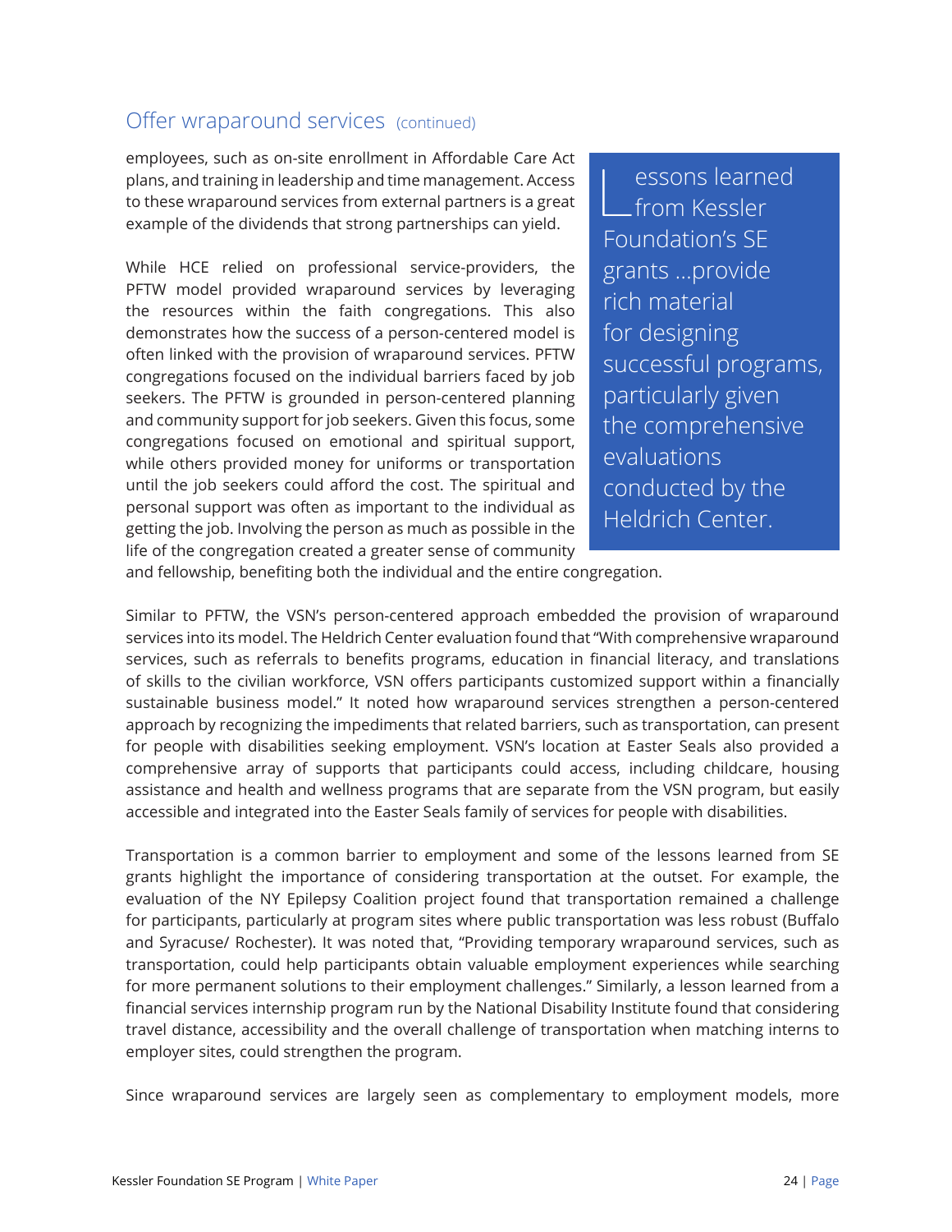## Offer wraparound services (continued)

employees, such as on-site enrollment in Affordable Care Act plans, and training in leadership and time management. Access to these wraparound services from external partners is a great example of the dividends that strong partnerships can yield.

> Lessons learned from Kessler Foundation's SE grants …provide rich material for designing successful programs, particularly given the comprehensive evaluations conducted by the Heldrich Center.

While HCE relied on professional service-providers, the PFTW model provided wraparound services by leveraging the resources within the faith congregations. This also demonstrates how the success of a person-centered model is often linked with the provision of wraparound services. PFTW congregations focused on the individual barriers faced by job seekers. The PFTW is grounded in person-centered planning and community support for job seekers. Given this focus, some congregations focused on emotional and spiritual support, while others provided money for uniforms or transportation until the job seekers could afford the cost. The spiritual and personal support was often as important to the individual as getting the job. Involving the person as much as possible in the life of the congregation created a greater sense of community and fellowship, benefiting both the individual and the entire congregation.

Similar to PFTW, the VSN's person-centered approach embedded the provision of wraparound services into its model. The Heldrich Center evaluation found that "With comprehensive wraparound services, such as referrals to benefits programs, education in financial literacy, and translations of skills to the civilian workforce, VSN offers participants customized support within a financially sustainable business model." It noted how wraparound services strengthen a person-centered approach by recognizing the impediments that related barriers, such as transportation, can present for people with disabilities seeking employment. VSN's location at Easter Seals also provided a comprehensive array of supports that participants could access, including childcare, housing assistance and health and wellness programs that are separate from the VSN program, but easily accessible and integrated into the Easter Seals family of services for people with disabilities.

Transportation is a common barrier to employment and some of the lessons learned from SE grants highlight the importance of considering transportation at the outset. For example, the evaluation of the NY Epilepsy Coalition project found that transportation remained a challenge for participants, particularly at program sites where public transportation was less robust (Buffalo and Syracuse/ Rochester). It was noted that, "Providing temporary wraparound services, such as transportation, could help participants obtain valuable employment experiences while searching for more permanent solutions to their employment challenges." Similarly, a lesson learned from a financial services internship program run by the National Disability Institute found that considering travel distance, accessibility and the overall challenge of transportation when matching interns to employer sites, could strengthen the program.

Since wraparound services are largely seen as complementary to employment models, more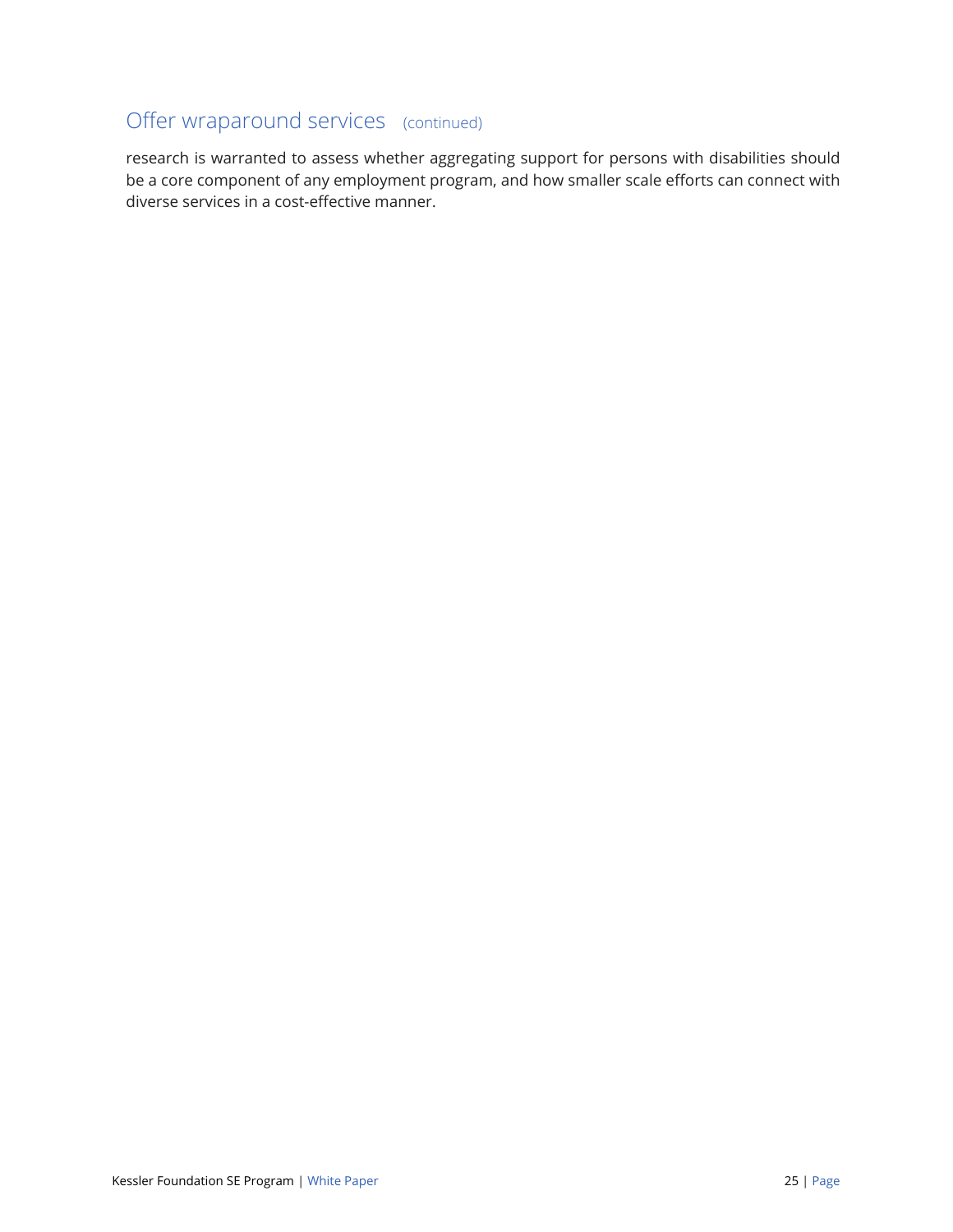## Offer wraparound services (continued)

research is warranted to assess whether aggregating support for persons with disabilities should be a core component of any employment program, and how smaller scale efforts can connect with diverse services in a cost-effective manner.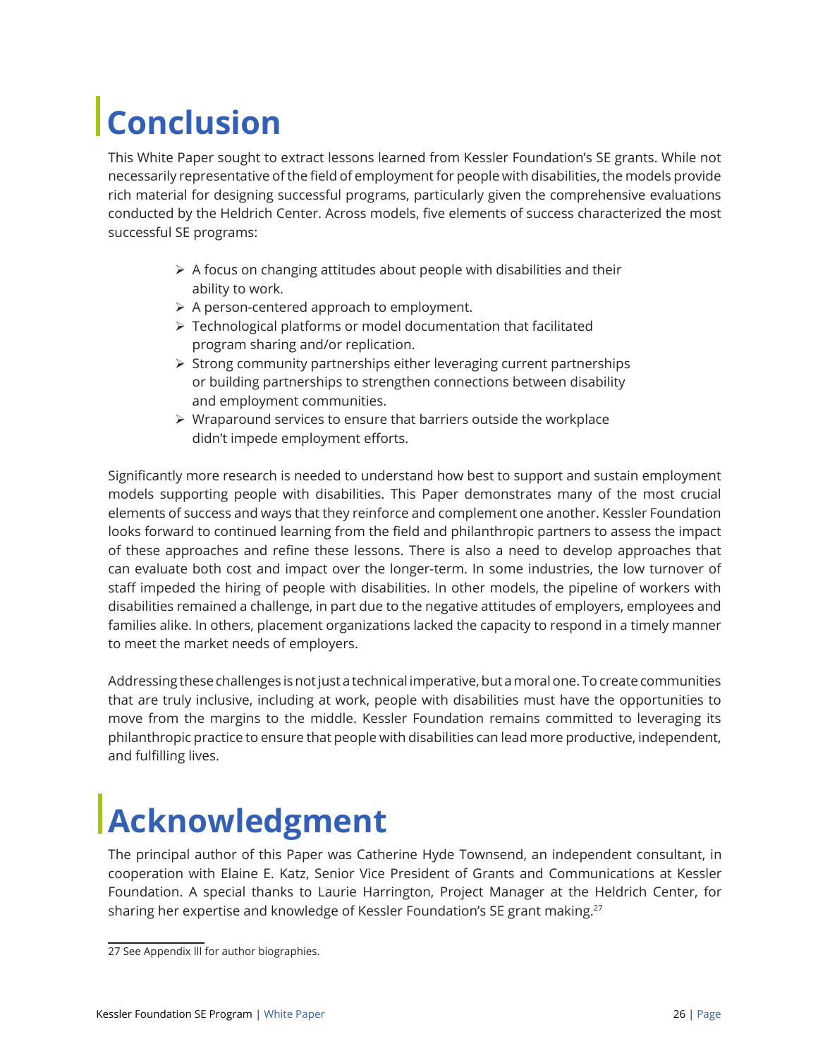# Conclusion

This White Paper sought to extract lessons learned from Kessler Foundation's SE grants. While not necessarily representative of the field of employment for people with disabilities, the models provide rich material for designing successful programs, particularly given the comprehensive evaluations conducted by the Heldrich Center. Across models, five elements of success characterized the most successful SE programs:

- A focus on changing attitudes about people with disabilities and their ability to work.
- A person-centered approach to employment.
- Technological platforms or model documentation that facilitated program sharing and/or replication.
- Strong community partnerships either leveraging current partnerships or building partnerships to strengthen connections between disability and employment communities.
- Wraparound services to ensure that barriers outside the workplace didn't impede employment efforts.

Significantly more research is needed to understand how best to support and sustain employment models supporting people with disabilities. This Paper demonstrates many of the most crucial elements of success and ways that they reinforce and complement one another. Kessler Foundation looks forward to continued learning from the field and philanthropic partners to assess the impact of these approaches and refine these lessons. There is also a need to develop approaches that can evaluate both cost and impact over the longer-term. In some industries, the low turnover of staff impeded the hiring of people with disabilities. In other models, the pipeline of workers with disabilities remained a challenge, in part due to the negative attitudes of employers, employees and families alike. In others, placement organizations lacked the capacity to respond in a timely manner to meet the market needs of employers.

Addressing these challenges is not just a technical imperative, but a moral one. To create communities that are truly inclusive, including at work, people with disabilities must have the opportunities to move from the margins to the middle. Kessler Foundation remains committed to leveraging its philanthropic practice to ensure that people with disabilities can lead more productive, independent, and fulfilling lives.

# Acknowledgment

The principal author of this Paper was Catherine Hyde Townsend, an independent consultant, in cooperation with Elaine E. Katz, Senior Vice President of Grants and Communications at Kessler Foundation. A special thanks to Laurie Harrington, Project Manager at the Heldrich Center, for sharing her expertise and knowledge of Kessler Foundation's SE grant making.[27]

---

27 See Appendix III for author biographies.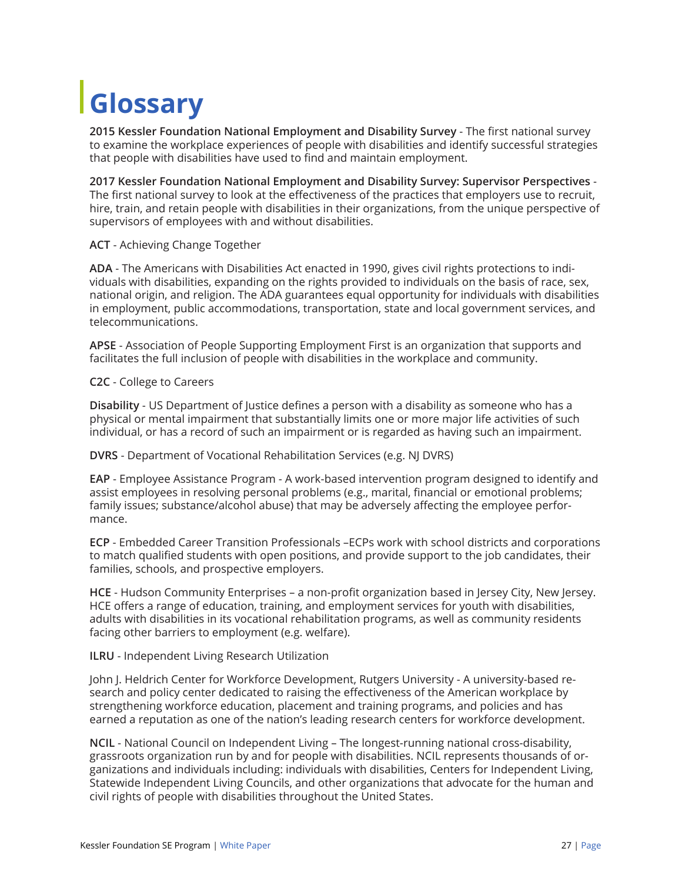# Glossary

**2015 Kessler Foundation National Employment and Disability Survey** - The first national survey to examine the workplace experiences of people with disabilities and identify successful strategies that people with disabilities have used to find and maintain employment.

**2017 Kessler Foundation National Employment and Disability Survey: Supervisor Perspectives** - The first national survey to look at the effectiveness of the practices that employers use to recruit, hire, train, and retain people with disabilities in their organizations, from the unique perspective of supervisors of employees with and without disabilities.

**ACT** - Achieving Change Together

**ADA** - The Americans with Disabilities Act enacted in 1990, gives civil rights protections to individuals with disabilities, expanding on the rights provided to individuals on the basis of race, sex, national origin, and religion. The ADA guarantees equal opportunity for individuals with disabilities in employment, public accommodations, transportation, state and local government services, and telecommunications.

**APSE** - Association of People Supporting Employment First is an organization that supports and facilitates the full inclusion of people with disabilities in the workplace and community.

**C2C** - College to Careers

**Disability** - US Department of Justice defines a person with a disability as someone who has a physical or mental impairment that substantially limits one or more major life activities of such individual, or has a record of such an impairment or is regarded as having such an impairment.

**DVRS** - Department of Vocational Rehabilitation Services (e.g. NJ DVRS)

**EAP** - Employee Assistance Program - A work-based intervention program designed to identify and assist employees in resolving personal problems (e.g., marital, financial or emotional problems; family issues; substance/alcohol abuse) that may be adversely affecting the employee performance.

**ECP** - Embedded Career Transition Professionals –ECPs work with school districts and corporations to match qualified students with open positions, and provide support to the job candidates, their families, schools, and prospective employers.

**HCE** - Hudson Community Enterprises – a non-profit organization based in Jersey City, New Jersey. HCE offers a range of education, training, and employment services for youth with disabilities, adults with disabilities in its vocational rehabilitation programs, as well as community residents facing other barriers to employment (e.g. welfare).

**ILRU** - Independent Living Research Utilization

John J. Heldrich Center for Workforce Development, Rutgers University - A university-based research and policy center dedicated to raising the effectiveness of the American workplace by strengthening workforce education, placement and training programs, and policies and has earned a reputation as one of the nation's leading research centers for workforce development.

**NCIL** - National Council on Independent Living – The longest-running national cross-disability, grassroots organization run by and for people with disabilities. NCIL represents thousands of organizations and individuals including: individuals with disabilities, Centers for Independent Living, Statewide Independent Living Councils, and other organizations that advocate for the human and civil rights of people with disabilities throughout the United States.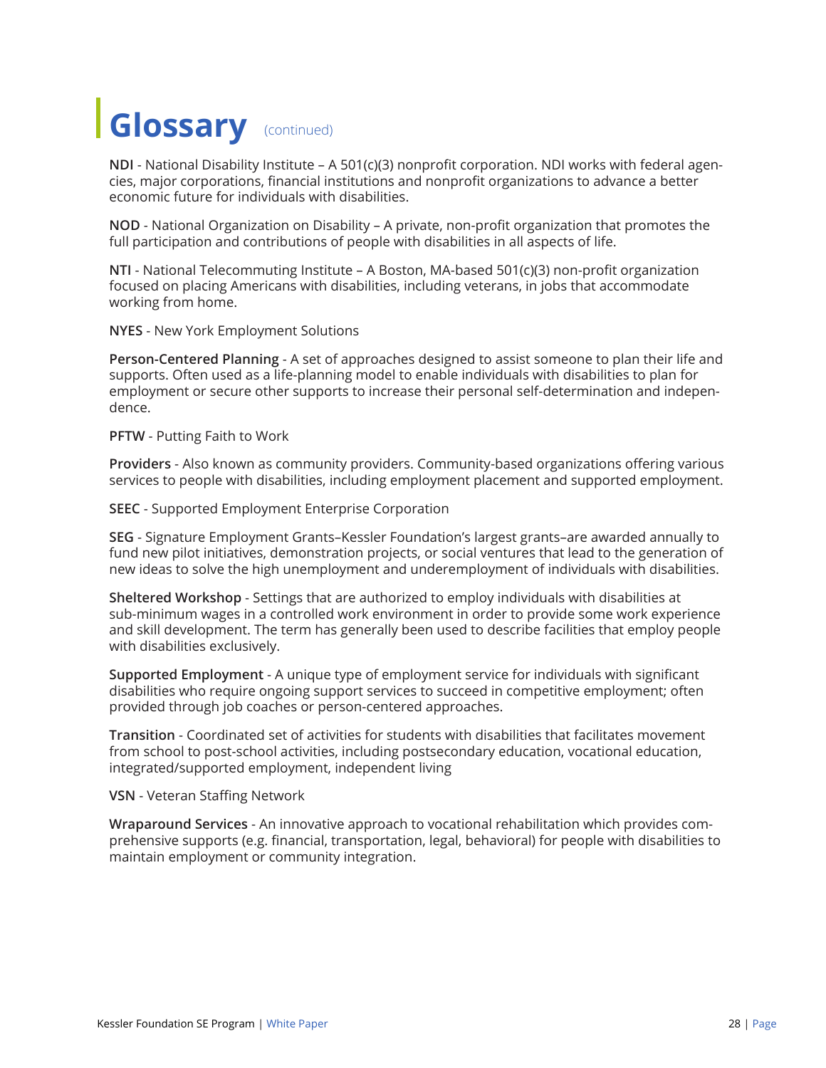# Glossary (continued)

**NDI** - National Disability Institute – A 501(c)(3) nonprofit corporation. NDI works with federal agencies, major corporations, financial institutions and nonprofit organizations to advance a better economic future for individuals with disabilities.

**NOD** - National Organization on Disability – A private, non-profit organization that promotes the full participation and contributions of people with disabilities in all aspects of life.

**NTI** - National Telecommuting Institute – A Boston, MA-based 501(c)(3) non-profit organization focused on placing Americans with disabilities, including veterans, in jobs that accommodate working from home.

**NYES** - New York Employment Solutions

**Person-Centered Planning** - A set of approaches designed to assist someone to plan their life and supports. Often used as a life-planning model to enable individuals with disabilities to plan for employment or secure other supports to increase their personal self-determination and independence.

**PFTW** - Putting Faith to Work

**Providers** - Also known as community providers. Community-based organizations offering various services to people with disabilities, including employment placement and supported employment.

**SEEC** - Supported Employment Enterprise Corporation

**SEG** - Signature Employment Grants–Kessler Foundation's largest grants–are awarded annually to fund new pilot initiatives, demonstration projects, or social ventures that lead to the generation of new ideas to solve the high unemployment and underemployment of individuals with disabilities.

**Sheltered Workshop** - Settings that are authorized to employ individuals with disabilities at sub-minimum wages in a controlled work environment in order to provide some work experience and skill development. The term has generally been used to describe facilities that employ people with disabilities exclusively.

**Supported Employment** - A unique type of employment service for individuals with significant disabilities who require ongoing support services to succeed in competitive employment; often provided through job coaches or person-centered approaches.

**Transition** - Coordinated set of activities for students with disabilities that facilitates movement from school to post-school activities, including postsecondary education, vocational education, integrated/supported employment, independent living

**VSN** - Veteran Staffing Network

**Wraparound Services** - An innovative approach to vocational rehabilitation which provides comprehensive supports (e.g. financial, transportation, legal, behavioral) for people with disabilities to maintain employment or community integration.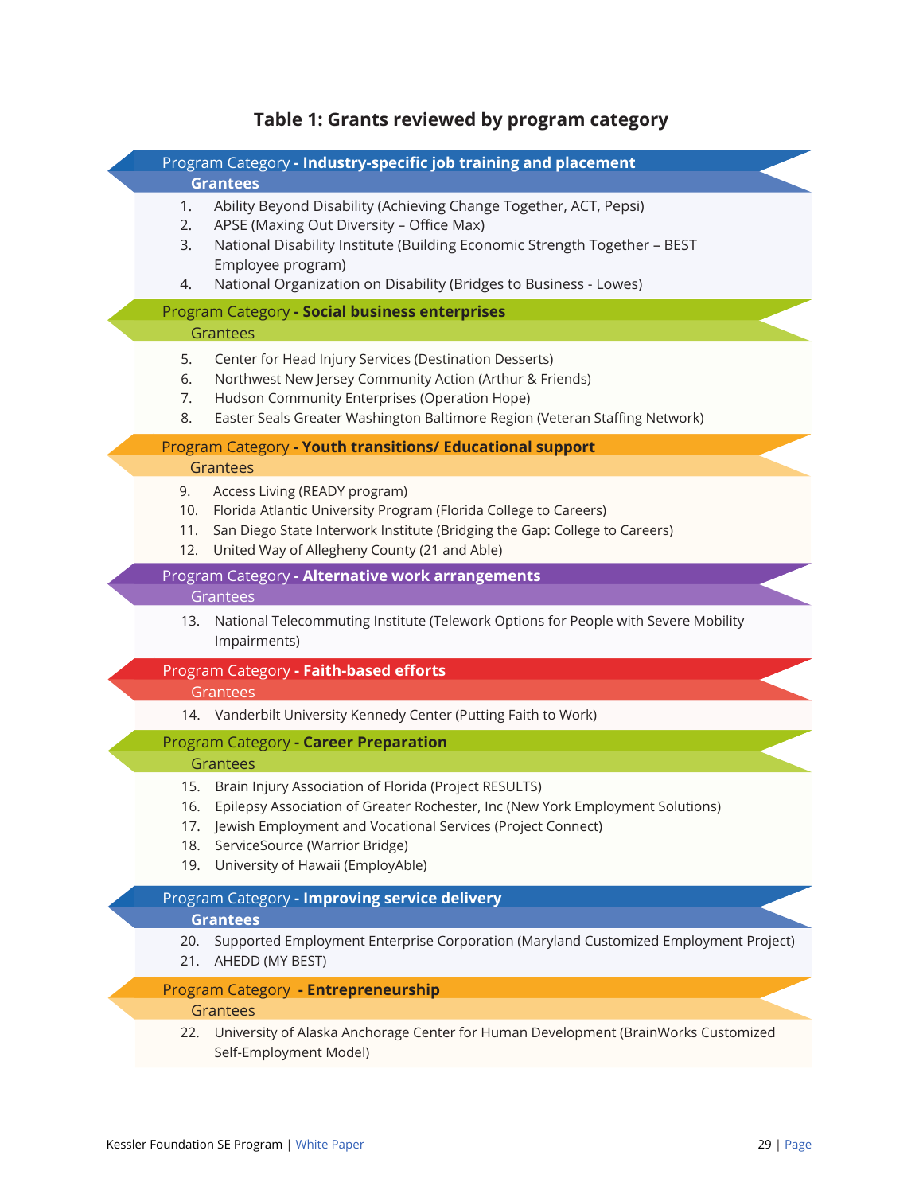## Table 1: Grants reviewed by program category

**Program Category - Industry-specific job training and placement**

**Grantees**

1. Ability Beyond Disability (Achieving Change Together, ACT, Pepsi)
2. APSE (Maxing Out Diversity – Office Max)
3. National Disability Institute (Building Economic Strength Together – BEST Employee program)
4. National Organization on Disability (Bridges to Business - Lowes)

**Program Category - Social business enterprises**

Grantees

5. Center for Head Injury Services (Destination Desserts)
6. Northwest New Jersey Community Action (Arthur & Friends)
7. Hudson Community Enterprises (Operation Hope)
8. Easter Seals Greater Washington Baltimore Region (Veteran Staffing Network)

**Program Category - Youth transitions/ Educational support**

Grantees

9. Access Living (READY program)
10. Florida Atlantic University Program (Florida College to Careers)
11. San Diego State Interwork Institute (Bridging the Gap: College to Careers)
12. United Way of Allegheny County (21 and Able)

**Program Category - Alternative work arrangements**

Grantees

13. National Telecommuting Institute (Telework Options for People with Severe Mobility Impairments)

**Program Category - Faith-based efforts**

Grantees

14. Vanderbilt University Kennedy Center (Putting Faith to Work)

**Program Category - Career Preparation**

Grantees

15. Brain Injury Association of Florida (Project RESULTS)
16. Epilepsy Association of Greater Rochester, Inc (New York Employment Solutions)
17. Jewish Employment and Vocational Services (Project Connect)
18. ServiceSource (Warrior Bridge)
19. University of Hawaii (EmployAble)

**Program Category - Improving service delivery**

**Grantees**

20. Supported Employment Enterprise Corporation (Maryland Customized Employment Project)
21. AHEDD (MY BEST)

**Program Category - Entrepreneurship**

Grantees

22. University of Alaska Anchorage Center for Human Development (BrainWorks Customized Self-Employment Model)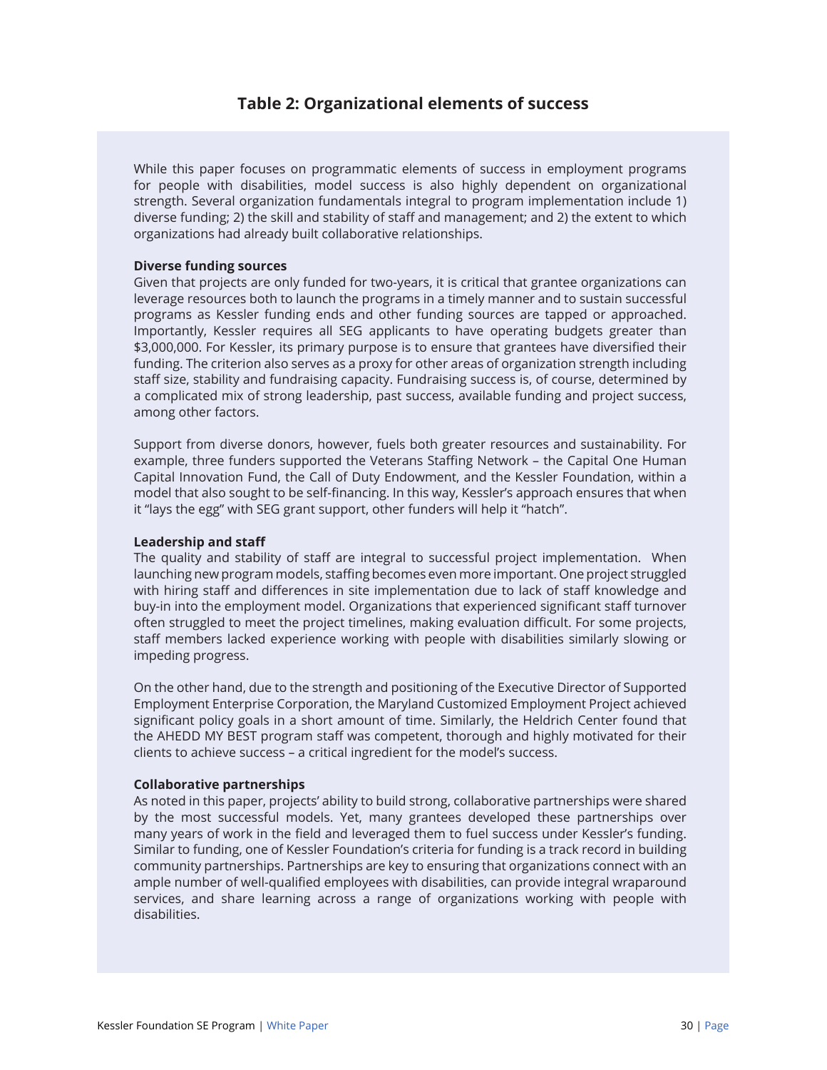## Table 2: Organizational elements of success

While this paper focuses on programmatic elements of success in employment programs for people with disabilities, model success is also highly dependent on organizational strength. Several organization fundamentals integral to program implementation include 1) diverse funding; 2) the skill and stability of staff and management; and 2) the extent to which organizations had already built collaborative relationships.

**Diverse funding sources**

Given that projects are only funded for two-years, it is critical that grantee organizations can leverage resources both to launch the programs in a timely manner and to sustain successful programs as Kessler funding ends and other funding sources are tapped or approached. Importantly, Kessler requires all SEG applicants to have operating budgets greater than $3,000,000. For Kessler, its primary purpose is to ensure that grantees have diversified their funding. The criterion also serves as a proxy for other areas of organization strength including staff size, stability and fundraising capacity. Fundraising success is, of course, determined by a complicated mix of strong leadership, past success, available funding and project success, among other factors.

Support from diverse donors, however, fuels both greater resources and sustainability. For example, three funders supported the Veterans Staffing Network – the Capital One Human Capital Innovation Fund, the Call of Duty Endowment, and the Kessler Foundation, within a model that also sought to be self-financing. In this way, Kessler's approach ensures that when it "lays the egg" with SEG grant support, other funders will help it "hatch".

**Leadership and staff**

The quality and stability of staff are integral to successful project implementation. When launching new program models, staffing becomes even more important. One project struggled with hiring staff and differences in site implementation due to lack of staff knowledge and buy-in into the employment model. Organizations that experienced significant staff turnover often struggled to meet the project timelines, making evaluation difficult. For some projects, staff members lacked experience working with people with disabilities similarly slowing or impeding progress.

On the other hand, due to the strength and positioning of the Executive Director of Supported Employment Enterprise Corporation, the Maryland Customized Employment Project achieved significant policy goals in a short amount of time. Similarly, the Heldrich Center found that the AHEDD MY BEST program staff was competent, thorough and highly motivated for their clients to achieve success – a critical ingredient for the model's success.

**Collaborative partnerships**

As noted in this paper, projects' ability to build strong, collaborative partnerships were shared by the most successful models. Yet, many grantees developed these partnerships over many years of work in the field and leveraged them to fuel success under Kessler's funding. Similar to funding, one of Kessler Foundation's criteria for funding is a track record in building community partnerships. Partnerships are key to ensuring that organizations connect with an ample number of well-qualified employees with disabilities, can provide integral wraparound services, and share learning across a range of organizations working with people with disabilities.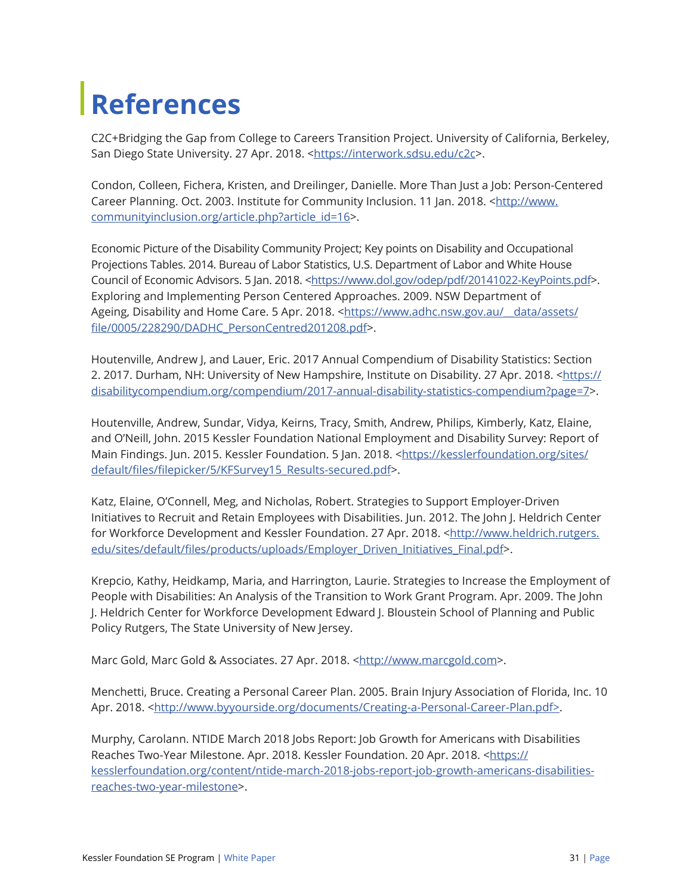# References

C2C+Bridging the Gap from College to Careers Transition Project. University of California, Berkeley, San Diego State University. 27 Apr. 2018. <https://interwork.sdsu.edu/c2c>.

Condon, Colleen, Fichera, Kristen, and Dreilinger, Danielle. More Than Just a Job: Person-Centered Career Planning. Oct. 2003. Institute for Community Inclusion. 11 Jan. 2018. <http://www.communityinclusion.org/article.php?article_id=16>.

Economic Picture of the Disability Community Project; Key points on Disability and Occupational Projections Tables. 2014. Bureau of Labor Statistics, U.S. Department of Labor and White House Council of Economic Advisors. 5 Jan. 2018. <https://www.dol.gov/odep/pdf/20141022-KeyPoints.pdf>. Exploring and Implementing Person Centered Approaches. 2009. NSW Department of Ageing, Disability and Home Care. 5 Apr. 2018. <https://www.adhc.nsw.gov.au/__data/assets/file/0005/228290/DADHC_PersonCentred201208.pdf>.

Houtenville, Andrew J, and Lauer, Eric. 2017 Annual Compendium of Disability Statistics: Section 2. 2017. Durham, NH: University of New Hampshire, Institute on Disability. 27 Apr. 2018. <https://disabilitycompendium.org/compendium/2017-annual-disability-statistics-compendium?page=7>.

Houtenville, Andrew, Sundar, Vidya, Keirns, Tracy, Smith, Andrew, Philips, Kimberly, Katz, Elaine, and O'Neill, John. 2015 Kessler Foundation National Employment and Disability Survey: Report of Main Findings. Jun. 2015. Kessler Foundation. 5 Jan. 2018. <https://kesslerfoundation.org/sites/default/files/filepicker/5/KFSurvey15_Results-secured.pdf>.

Katz, Elaine, O'Connell, Meg, and Nicholas, Robert. Strategies to Support Employer-Driven Initiatives to Recruit and Retain Employees with Disabilities. Jun. 2012. The John J. Heldrich Center for Workforce Development and Kessler Foundation. 27 Apr. 2018. <http://www.heldrich.rutgers.edu/sites/default/files/products/uploads/Employer_Driven_Initiatives_Final.pdf>.

Krepcio, Kathy, Heidkamp, Maria, and Harrington, Laurie. Strategies to Increase the Employment of People with Disabilities: An Analysis of the Transition to Work Grant Program. Apr. 2009. The John J. Heldrich Center for Workforce Development Edward J. Bloustein School of Planning and Public Policy Rutgers, The State University of New Jersey.

Marc Gold, Marc Gold & Associates. 27 Apr. 2018. <http://www.marcgold.com>.

Menchetti, Bruce. Creating a Personal Career Plan. 2005. Brain Injury Association of Florida, Inc. 10 Apr. 2018. <http://www.byyourside.org/documents/Creating-a-Personal-Career-Plan.pdf>.

Murphy, Carolann. NTIDE March 2018 Jobs Report: Job Growth for Americans with Disabilities Reaches Two-Year Milestone. Apr. 2018. Kessler Foundation. 20 Apr. 2018. <https://kesslerfoundation.org/content/ntide-march-2018-jobs-report-job-growth-americans-disabilities-reaches-two-year-milestone>.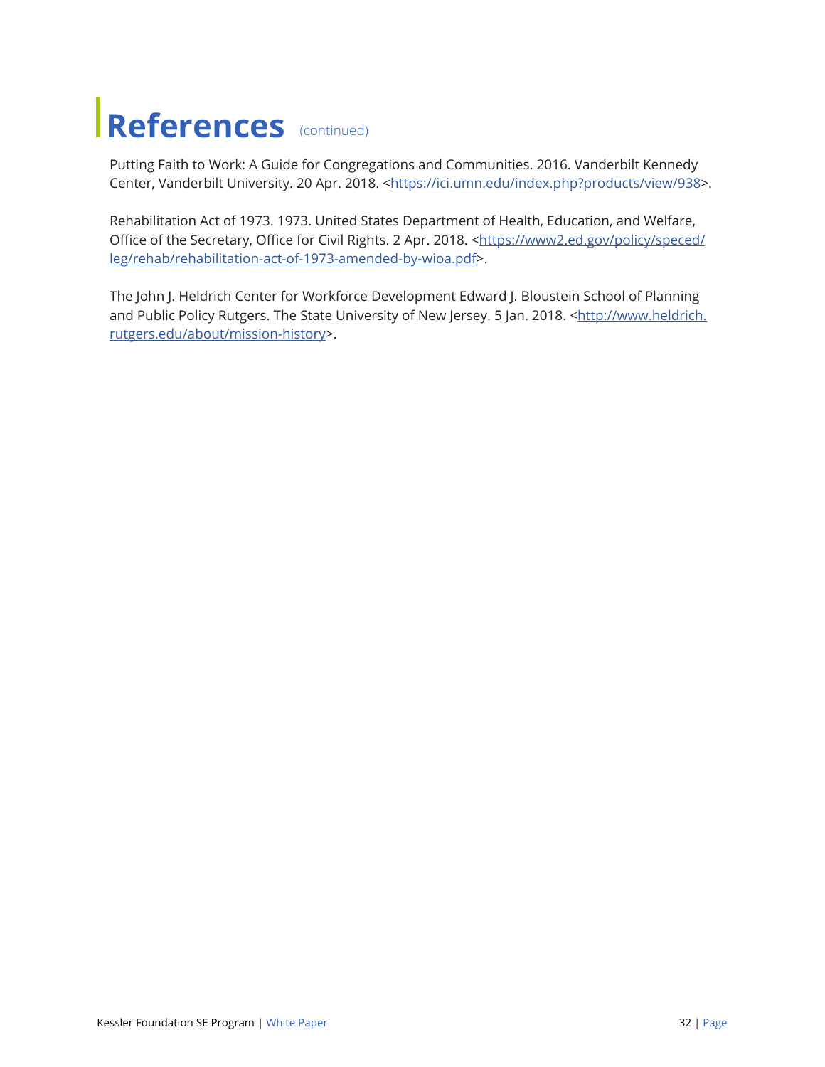# References (continued)

Putting Faith to Work: A Guide for Congregations and Communities. 2016. Vanderbilt Kennedy Center, Vanderbilt University. 20 Apr. 2018. <https://ici.umn.edu/index.php?products/view/938>.

Rehabilitation Act of 1973. 1973. United States Department of Health, Education, and Welfare, Office of the Secretary, Office for Civil Rights. 2 Apr. 2018. <https://www2.ed.gov/policy/speced/leg/rehab/rehabilitation-act-of-1973-amended-by-wioa.pdf>.

The John J. Heldrich Center for Workforce Development Edward J. Bloustein School of Planning and Public Policy Rutgers. The State University of New Jersey. 5 Jan. 2018. <http://www.heldrich.rutgers.edu/about/mission-history>.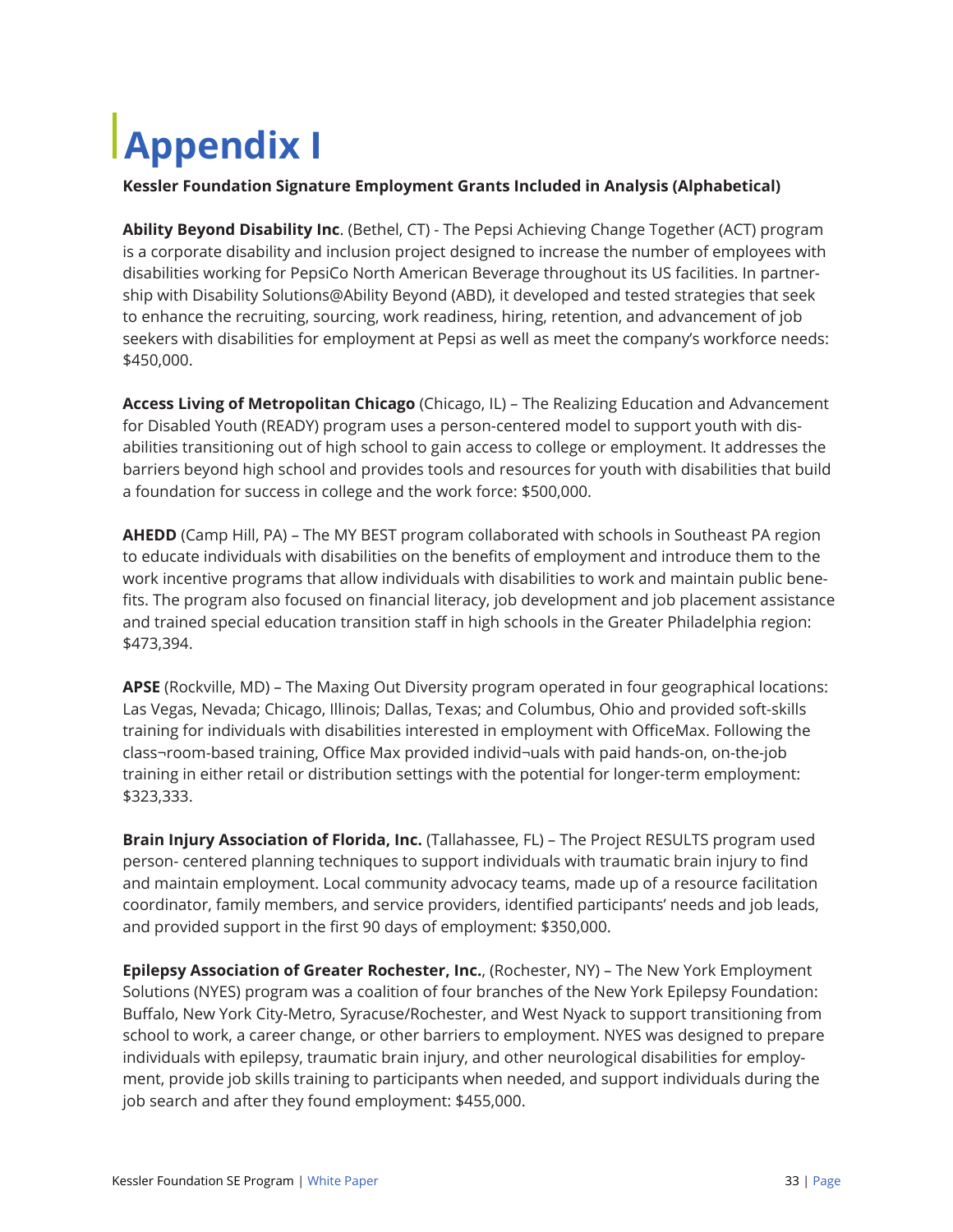# Appendix I

**Kessler Foundation Signature Employment Grants Included in Analysis (Alphabetical)**

**Ability Beyond Disability Inc**. (Bethel, CT) - The Pepsi Achieving Change Together (ACT) program is a corporate disability and inclusion project designed to increase the number of employees with disabilities working for PepsiCo North American Beverage throughout its US facilities. In partnership with Disability Solutions@Ability Beyond (ABD), it developed and tested strategies that seek to enhance the recruiting, sourcing, work readiness, hiring, retention, and advancement of job seekers with disabilities for employment at Pepsi as well as meet the company's workforce needs: $450,000.

**Access Living of Metropolitan Chicago** (Chicago, IL) – The Realizing Education and Advancement for Disabled Youth (READY) program uses a person-centered model to support youth with disabilities transitioning out of high school to gain access to college or employment. It addresses the barriers beyond high school and provides tools and resources for youth with disabilities that build a foundation for success in college and the work force: $500,000.

**AHEDD** (Camp Hill, PA) – The MY BEST program collaborated with schools in Southeast PA region to educate individuals with disabilities on the benefits of employment and introduce them to the work incentive programs that allow individuals with disabilities to work and maintain public benefits. The program also focused on financial literacy, job development and job placement assistance and trained special education transition staff in high schools in the Greater Philadelphia region: $473,394.

**APSE** (Rockville, MD) – The Maxing Out Diversity program operated in four geographical locations: Las Vegas, Nevada; Chicago, Illinois; Dallas, Texas; and Columbus, Ohio and provided soft-skills training for individuals with disabilities interested in employment with OfficeMax. Following the class¬room-based training, Office Max provided individ¬uals with paid hands-on, on-the-job training in either retail or distribution settings with the potential for longer-term employment: $323,333.

**Brain Injury Association of Florida, Inc.** (Tallahassee, FL) – The Project RESULTS program used person- centered planning techniques to support individuals with traumatic brain injury to find and maintain employment. Local community advocacy teams, made up of a resource facilitation coordinator, family members, and service providers, identified participants' needs and job leads, and provided support in the first 90 days of employment: $350,000.

**Epilepsy Association of Greater Rochester, Inc.**, (Rochester, NY) – The New York Employment Solutions (NYES) program was a coalition of four branches of the New York Epilepsy Foundation: Buffalo, New York City-Metro, Syracuse/Rochester, and West Nyack to support transitioning from school to work, a career change, or other barriers to employment. NYES was designed to prepare individuals with epilepsy, traumatic brain injury, and other neurological disabilities for employment, provide job skills training to participants when needed, and support individuals during the job search and after they found employment: $455,000.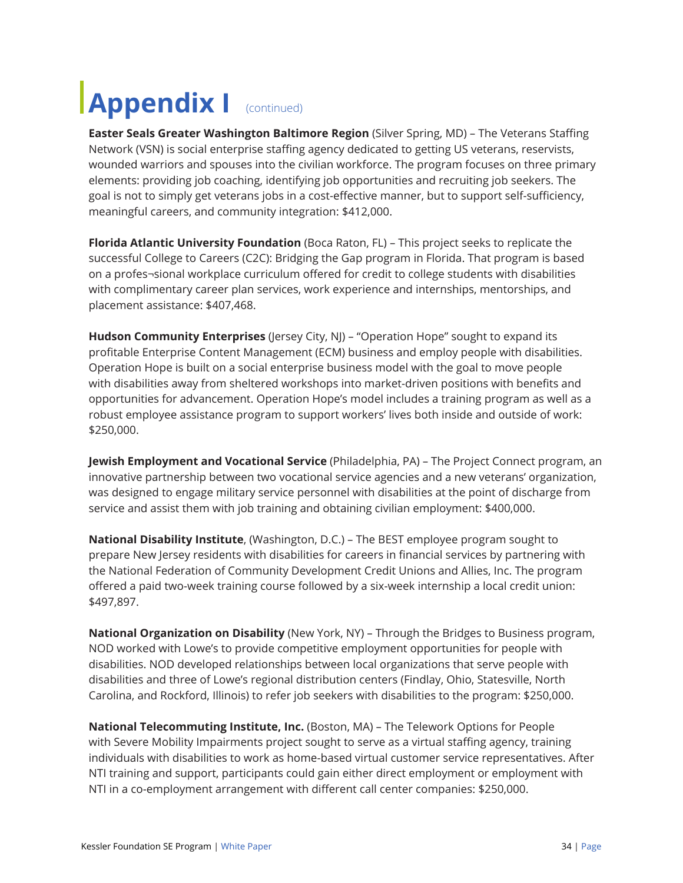# Appendix I (continued)

**Easter Seals Greater Washington Baltimore Region** (Silver Spring, MD) – The Veterans Staffing Network (VSN) is social enterprise staffing agency dedicated to getting US veterans, reservists, wounded warriors and spouses into the civilian workforce. The program focuses on three primary elements: providing job coaching, identifying job opportunities and recruiting job seekers. The goal is not to simply get veterans jobs in a cost-effective manner, but to support self-sufficiency, meaningful careers, and community integration: $412,000.

**Florida Atlantic University Foundation** (Boca Raton, FL) – This project seeks to replicate the successful College to Careers (C2C): Bridging the Gap program in Florida. That program is based on a profes¬sional workplace curriculum offered for credit to college students with disabilities with complimentary career plan services, work experience and internships, mentorships, and placement assistance: $407,468.

**Hudson Community Enterprises** (Jersey City, NJ) – "Operation Hope" sought to expand its profitable Enterprise Content Management (ECM) business and employ people with disabilities. Operation Hope is built on a social enterprise business model with the goal to move people with disabilities away from sheltered workshops into market-driven positions with benefits and opportunities for advancement. Operation Hope's model includes a training program as well as a robust employee assistance program to support workers' lives both inside and outside of work: $250,000.

**Jewish Employment and Vocational Service** (Philadelphia, PA) – The Project Connect program, an innovative partnership between two vocational service agencies and a new veterans' organization, was designed to engage military service personnel with disabilities at the point of discharge from service and assist them with job training and obtaining civilian employment: $400,000.

**National Disability Institute**, (Washington, D.C.) – The BEST employee program sought to prepare New Jersey residents with disabilities for careers in financial services by partnering with the National Federation of Community Development Credit Unions and Allies, Inc. The program offered a paid two-week training course followed by a six-week internship a local credit union: $497,897.

**National Organization on Disability** (New York, NY) – Through the Bridges to Business program, NOD worked with Lowe's to provide competitive employment opportunities for people with disabilities. NOD developed relationships between local organizations that serve people with disabilities and three of Lowe's regional distribution centers (Findlay, Ohio, Statesville, North Carolina, and Rockford, Illinois) to refer job seekers with disabilities to the program: $250,000.

**National Telecommuting Institute, Inc.** (Boston, MA) – The Telework Options for People with Severe Mobility Impairments project sought to serve as a virtual staffing agency, training individuals with disabilities to work as home-based virtual customer service representatives. After NTI training and support, participants could gain either direct employment or employment with NTI in a co-employment arrangement with different call center companies: $250,000.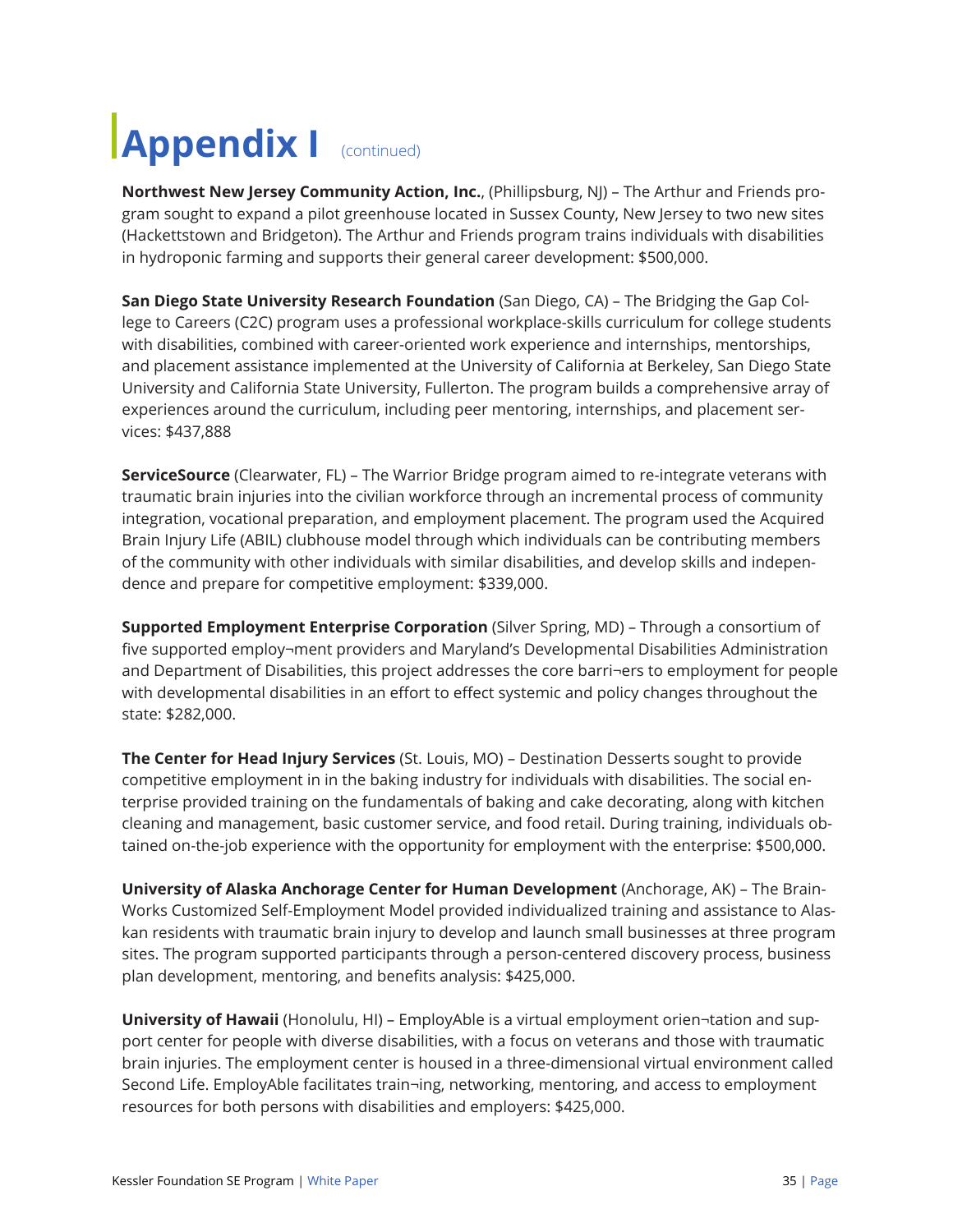# Appendix I (continued)

**Northwest New Jersey Community Action, Inc.**, (Phillipsburg, NJ) – The Arthur and Friends program sought to expand a pilot greenhouse located in Sussex County, New Jersey to two new sites (Hackettstown and Bridgeton). The Arthur and Friends program trains individuals with disabilities in hydroponic farming and supports their general career development: $500,000.

**San Diego State University Research Foundation** (San Diego, CA) – The Bridging the Gap College to Careers (C2C) program uses a professional workplace-skills curriculum for college students with disabilities, combined with career-oriented work experience and internships, mentorships, and placement assistance implemented at the University of California at Berkeley, San Diego State University and California State University, Fullerton. The program builds a comprehensive array of experiences around the curriculum, including peer mentoring, internships, and placement services: $437,888

**ServiceSource** (Clearwater, FL) – The Warrior Bridge program aimed to re-integrate veterans with traumatic brain injuries into the civilian workforce through an incremental process of community integration, vocational preparation, and employment placement. The program used the Acquired Brain Injury Life (ABIL) clubhouse model through which individuals can be contributing members of the community with other individuals with similar disabilities, and develop skills and independence and prepare for competitive employment: $339,000.

**Supported Employment Enterprise Corporation** (Silver Spring, MD) – Through a consortium of five supported employ¬ment providers and Maryland's Developmental Disabilities Administration and Department of Disabilities, this project addresses the core barri¬ers to employment for people with developmental disabilities in an effort to effect systemic and policy changes throughout the state: $282,000.

**The Center for Head Injury Services** (St. Louis, MO) – Destination Desserts sought to provide competitive employment in in the baking industry for individuals with disabilities. The social enterprise provided training on the fundamentals of baking and cake decorating, along with kitchen cleaning and management, basic customer service, and food retail. During training, individuals obtained on-the-job experience with the opportunity for employment with the enterprise: $500,000.

**University of Alaska Anchorage Center for Human Development** (Anchorage, AK) – The Brain-Works Customized Self-Employment Model provided individualized training and assistance to Alaskan residents with traumatic brain injury to develop and launch small businesses at three program sites. The program supported participants through a person-centered discovery process, business plan development, mentoring, and benefits analysis: $425,000.

**University of Hawaii** (Honolulu, HI) – EmployAble is a virtual employment orien¬tation and support center for people with diverse disabilities, with a focus on veterans and those with traumatic brain injuries. The employment center is housed in a three-dimensional virtual environment called Second Life. EmployAble facilitates train¬ing, networking, mentoring, and access to employment resources for both persons with disabilities and employers: $425,000.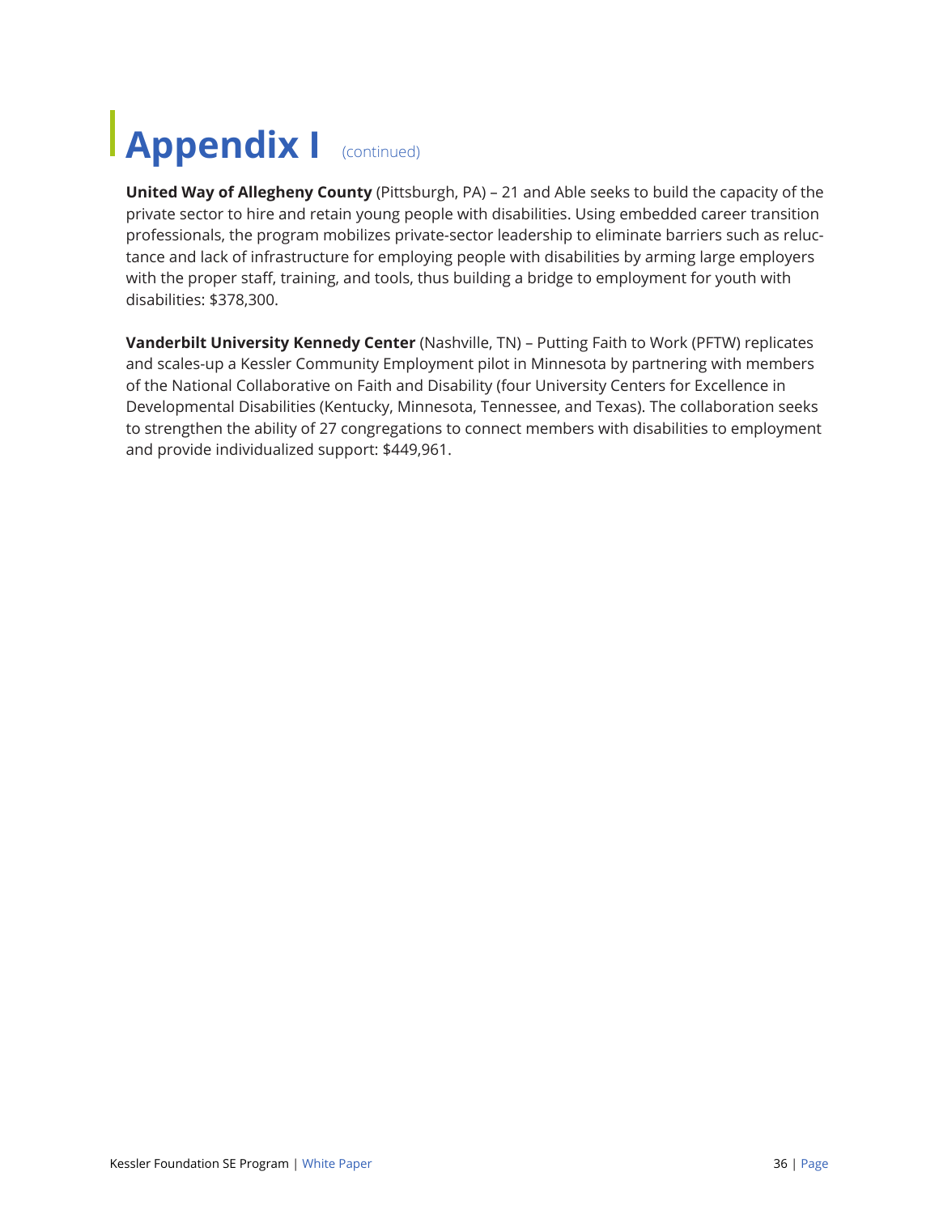# Appendix I (continued)

**United Way of Allegheny County** (Pittsburgh, PA) – 21 and Able seeks to build the capacity of the private sector to hire and retain young people with disabilities. Using embedded career transition professionals, the program mobilizes private-sector leadership to eliminate barriers such as reluctance and lack of infrastructure for employing people with disabilities by arming large employers with the proper staff, training, and tools, thus building a bridge to employment for youth with disabilities: $378,300.

**Vanderbilt University Kennedy Center** (Nashville, TN) – Putting Faith to Work (PFTW) replicates and scales-up a Kessler Community Employment pilot in Minnesota by partnering with members of the National Collaborative on Faith and Disability (four University Centers for Excellence in Developmental Disabilities (Kentucky, Minnesota, Tennessee, and Texas). The collaboration seeks to strengthen the ability of 27 congregations to connect members with disabilities to employment and provide individualized support: $449,961.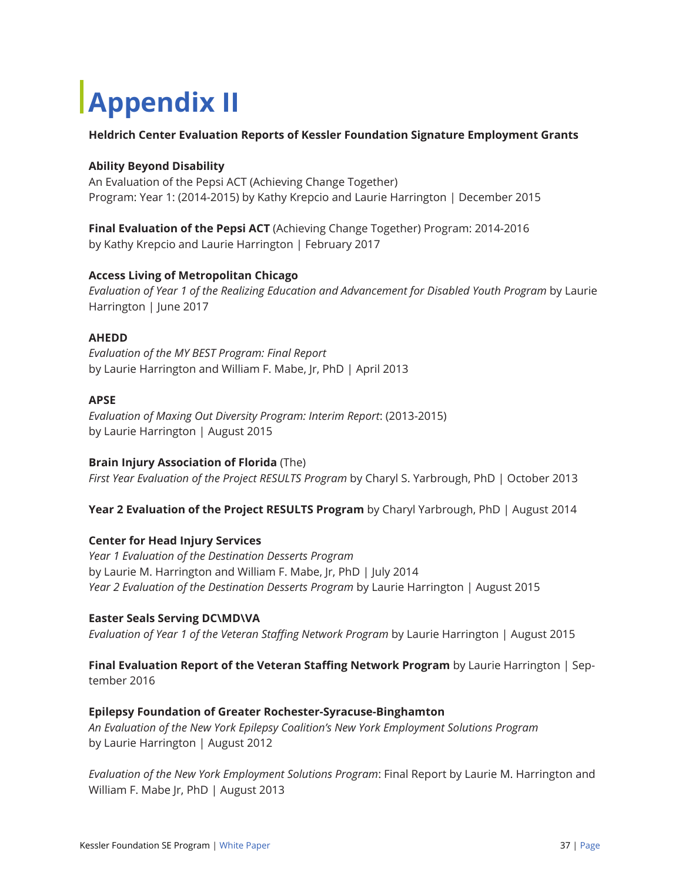# Appendix II

**Heldrich Center Evaluation Reports of Kessler Foundation Signature Employment Grants**

**Ability Beyond Disability**
An Evaluation of the Pepsi ACT (Achieving Change Together)
Program: Year 1: (2014-2015) by Kathy Krepcio and Laurie Harrington | December 2015

**Final Evaluation of the Pepsi ACT** (Achieving Change Together) Program: 2014-2016
by Kathy Krepcio and Laurie Harrington | February 2017

**Access Living of Metropolitan Chicago**
*Evaluation of Year 1 of the Realizing Education and Advancement for Disabled Youth Program* by Laurie Harrington | June 2017

**AHEDD**
*Evaluation of the MY BEST Program: Final Report*
by Laurie Harrington and William F. Mabe, Jr, PhD | April 2013

**APSE**
*Evaluation of Maxing Out Diversity Program: Interim Report*: (2013-2015)
by Laurie Harrington | August 2015

**Brain Injury Association of Florida** (The)
*First Year Evaluation of the Project RESULTS Program* by Charyl S. Yarbrough, PhD | October 2013

**Year 2 Evaluation of the Project RESULTS Program** by Charyl Yarbrough, PhD | August 2014

**Center for Head Injury Services**
*Year 1 Evaluation of the Destination Desserts Program*
by Laurie M. Harrington and William F. Mabe, Jr, PhD | July 2014
*Year 2 Evaluation of the Destination Desserts Program* by Laurie Harrington | August 2015

**Easter Seals Serving DC\MD\VA**
*Evaluation of Year 1 of the Veteran Staffing Network Program* by Laurie Harrington | August 2015

**Final Evaluation Report of the Veteran Staffing Network Program** by Laurie Harrington | September 2016

**Epilepsy Foundation of Greater Rochester-Syracuse-Binghamton**
*An Evaluation of the New York Epilepsy Coalition's New York Employment Solutions Program*
by Laurie Harrington | August 2012

*Evaluation of the New York Employment Solutions Program*: Final Report by Laurie M. Harrington and William F. Mabe Jr, PhD | August 2013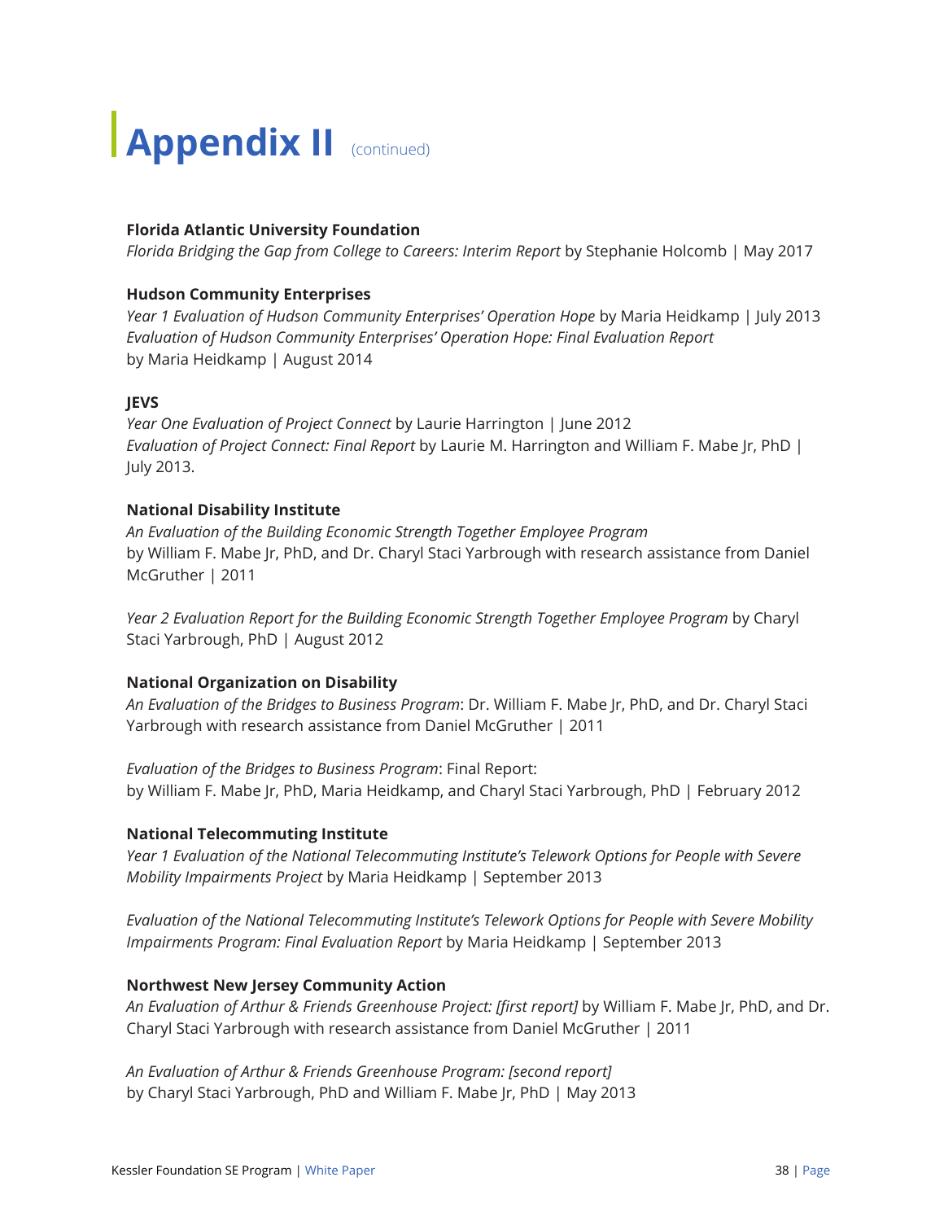# Appendix II (continued)

**Florida Atlantic University Foundation**
*Florida Bridging the Gap from College to Careers: Interim Report* by Stephanie Holcomb | May 2017

**Hudson Community Enterprises**
*Year 1 Evaluation of Hudson Community Enterprises' Operation Hope* by Maria Heidkamp | July 2013
*Evaluation of Hudson Community Enterprises' Operation Hope: Final Evaluation Report* by Maria Heidkamp | August 2014

**JEVS**
*Year One Evaluation of Project Connect* by Laurie Harrington | June 2012
*Evaluation of Project Connect: Final Report* by Laurie M. Harrington and William F. Mabe Jr, PhD | July 2013.

**National Disability Institute**
*An Evaluation of the Building Economic Strength Together Employee Program* by William F. Mabe Jr, PhD, and Dr. Charyl Staci Yarbrough with research assistance from Daniel McGruther | 2011

*Year 2 Evaluation Report for the Building Economic Strength Together Employee Program* by Charyl Staci Yarbrough, PhD | August 2012

**National Organization on Disability**
*An Evaluation of the Bridges to Business Program*: Dr. William F. Mabe Jr, PhD, and Dr. Charyl Staci Yarbrough with research assistance from Daniel McGruther | 2011

*Evaluation of the Bridges to Business Program*: Final Report: by William F. Mabe Jr, PhD, Maria Heidkamp, and Charyl Staci Yarbrough, PhD | February 2012

**National Telecommuting Institute**
*Year 1 Evaluation of the National Telecommuting Institute's Telework Options for People with Severe Mobility Impairments Project* by Maria Heidkamp | September 2013

*Evaluation of the National Telecommuting Institute's Telework Options for People with Severe Mobility Impairments Program: Final Evaluation Report* by Maria Heidkamp | September 2013

**Northwest New Jersey Community Action**
*An Evaluation of Arthur & Friends Greenhouse Project: [first report]* by William F. Mabe Jr, PhD, and Dr. Charyl Staci Yarbrough with research assistance from Daniel McGruther | 2011

*An Evaluation of Arthur & Friends Greenhouse Program: [second report]* by Charyl Staci Yarbrough, PhD and William F. Mabe Jr, PhD | May 2013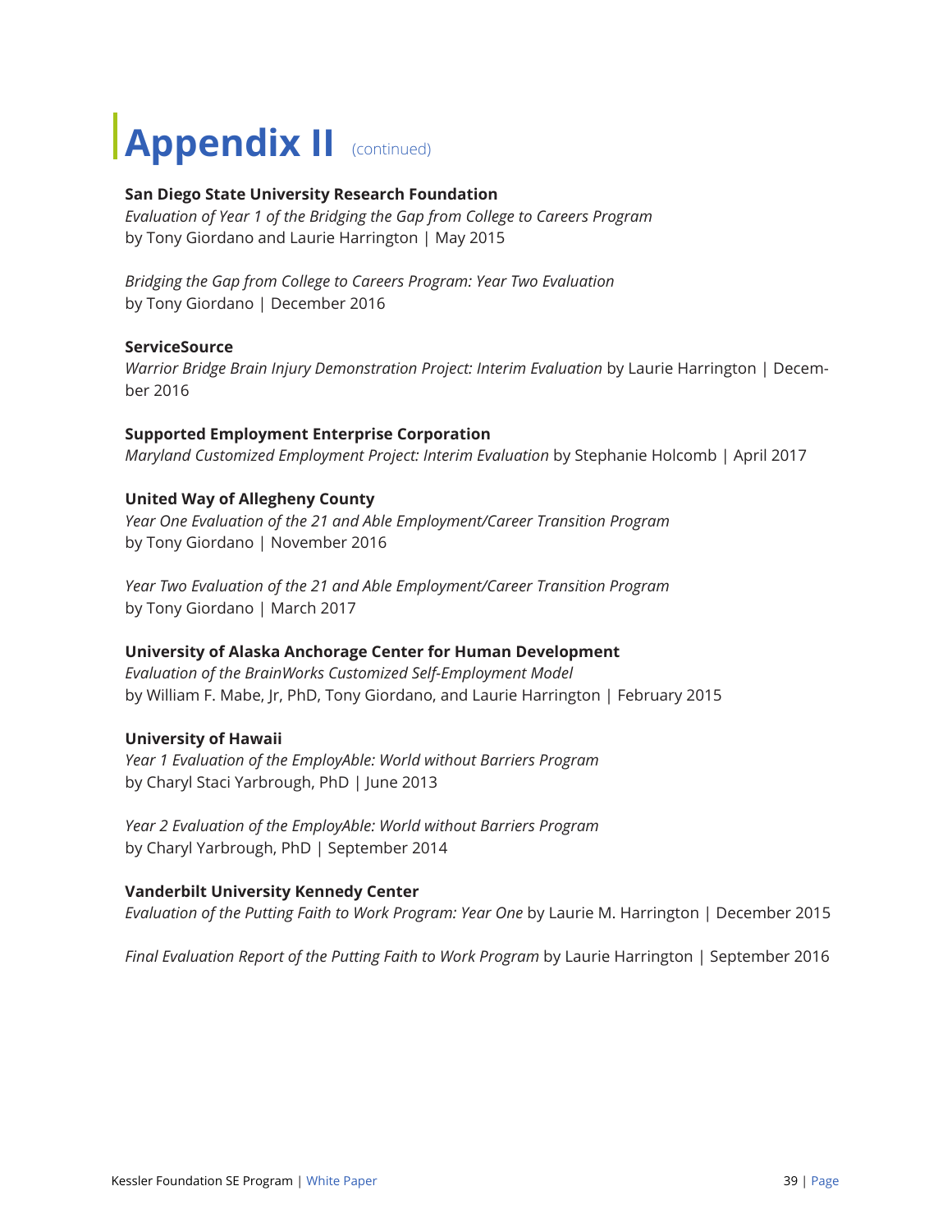# Appendix II (continued)

**San Diego State University Research Foundation**
*Evaluation of Year 1 of the Bridging the Gap from College to Careers Program*
by Tony Giordano and Laurie Harrington | May 2015

*Bridging the Gap from College to Careers Program: Year Two Evaluation*
by Tony Giordano | December 2016

**ServiceSource**
*Warrior Bridge Brain Injury Demonstration Project: Interim Evaluation* by Laurie Harrington | December 2016

**Supported Employment Enterprise Corporation**
*Maryland Customized Employment Project: Interim Evaluation* by Stephanie Holcomb | April 2017

**United Way of Allegheny County**
*Year One Evaluation of the 21 and Able Employment/Career Transition Program*
by Tony Giordano | November 2016

*Year Two Evaluation of the 21 and Able Employment/Career Transition Program*
by Tony Giordano | March 2017

**University of Alaska Anchorage Center for Human Development**
*Evaluation of the BrainWorks Customized Self-Employment Model*
by William F. Mabe, Jr, PhD, Tony Giordano, and Laurie Harrington | February 2015

**University of Hawaii**
*Year 1 Evaluation of the EmployAble: World without Barriers Program*
by Charyl Staci Yarbrough, PhD | June 2013

*Year 2 Evaluation of the EmployAble: World without Barriers Program*
by Charyl Yarbrough, PhD | September 2014

**Vanderbilt University Kennedy Center**
*Evaluation of the Putting Faith to Work Program: Year One* by Laurie M. Harrington | December 2015

*Final Evaluation Report of the Putting Faith to Work Program* by Laurie Harrington | September 2016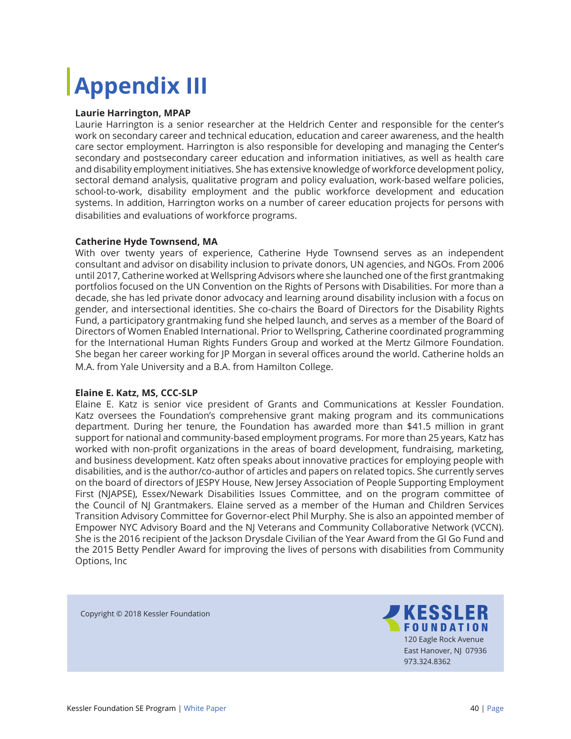# Appendix III

**Laurie Harrington, MPAP**

Laurie Harrington is a senior researcher at the Heldrich Center and responsible for the center's work on secondary career and technical education, education and career awareness, and the health care sector employment. Harrington is also responsible for developing and managing the Center's secondary and postsecondary career education and information initiatives, as well as health care and disability employment initiatives. She has extensive knowledge of workforce development policy, sectoral demand analysis, qualitative program and policy evaluation, work-based welfare policies, school-to-work, disability employment and the public workforce development and education systems. In addition, Harrington works on a number of career education projects for persons with disabilities and evaluations of workforce programs.

**Catherine Hyde Townsend, MA**

With over twenty years of experience, Catherine Hyde Townsend serves as an independent consultant and advisor on disability inclusion to private donors, UN agencies, and NGOs. From 2006 until 2017, Catherine worked at Wellspring Advisors where she launched one of the first grantmaking portfolios focused on the UN Convention on the Rights of Persons with Disabilities. For more than a decade, she has led private donor advocacy and learning around disability inclusion with a focus on gender, and intersectional identities. She co-chairs the Board of Directors for the Disability Rights Fund, a participatory grantmaking fund she helped launch, and serves as a member of the Board of Directors of Women Enabled International. Prior to Wellspring, Catherine coordinated programming for the International Human Rights Funders Group and worked at the Mertz Gilmore Foundation. She began her career working for JP Morgan in several offices around the world. Catherine holds an M.A. from Yale University and a B.A. from Hamilton College.

**Elaine E. Katz, MS, CCC-SLP**

Elaine E. Katz is senior vice president of Grants and Communications at Kessler Foundation. Katz oversees the Foundation's comprehensive grant making program and its communications department. During her tenure, the Foundation has awarded more than $41.5 million in grant support for national and community-based employment programs. For more than 25 years, Katz has worked with non-profit organizations in the areas of board development, fundraising, marketing, and business development. Katz often speaks about innovative practices for employing people with disabilities, and is the author/co-author of articles and papers on related topics. She currently serves on the board of directors of JESPY House, New Jersey Association of People Supporting Employment First (NJAPSE), Essex/Newark Disabilities Issues Committee, and on the program committee of the Council of NJ Grantmakers. Elaine served as a member of the Human and Children Services Transition Advisory Committee for Governor-elect Phil Murphy. She is also an appointed member of Empower NYC Advisory Board and the NJ Veterans and Community Collaborative Network (VCCN). She is the 2016 recipient of the Jackson Drysdale Civilian of the Year Award from the GI Go Fund and the 2015 Betty Pendler Award for improving the lives of persons with disabilities from Community Options, Inc

Copyright © 2018 Kessler Foundation

KESSLER FOUNDATION
120 Eagle Rock Avenue
East Hanover, NJ 07936
973.324.8362